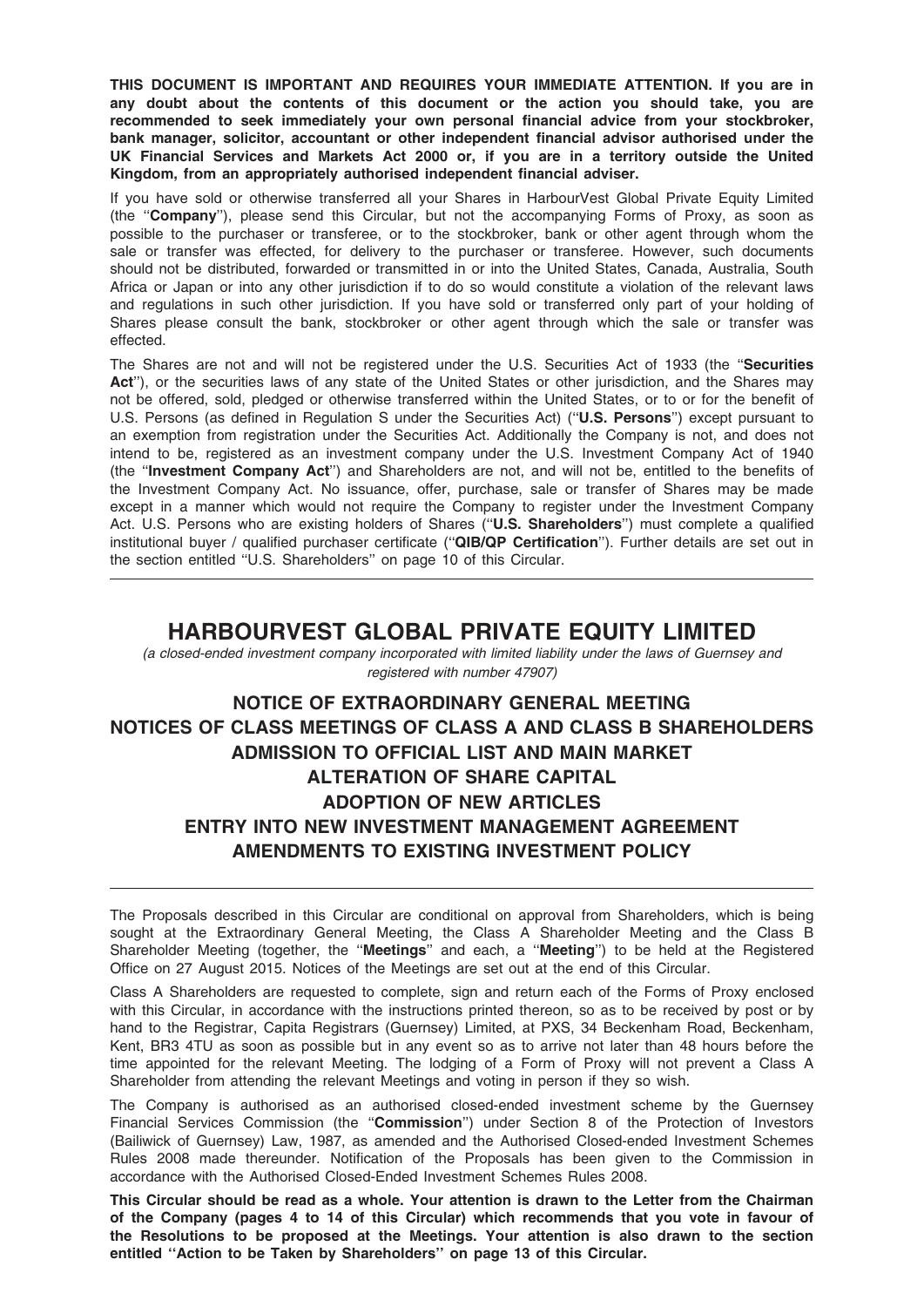**THIS DOCUMENT IS IMPORTANT AND REQUIRES YOUR IMMEDIATE ATTENTION. If you are in any doubt about the contents of this document or the action you should take, you are recommended to seek immediately your own personal financial advice from your stockbroker, bank manager, solicitor, accountant or other independent financial advisor authorised under the UK Financial Services and Markets Act 2000 or, if you are in a territory outside the United Kingdom, from an appropriately authorised independent financial adviser.**

If you have sold or otherwise transferred all your Shares in HarbourVest Global Private Equity Limited (the "**Company**"), please send this Circular, but not the accompanying Forms of Proxy, as soon as possible to the purchaser or transferee, or to the stockbroker, bank or other agent through whom the sale or transfer was effected, for delivery to the purchaser or transferee. However, such documents should not be distributed, forwarded or transmitted in or into the United States, Canada, Australia, South Africa or Japan or into any other jurisdiction if to do so would constitute a violation of the relevant laws and regulations in such other jurisdiction. If you have sold or transferred only part of your holding of Shares please consult the bank, stockbroker or other agent through which the sale or transfer was effected.

The Shares are not and will not be registered under the U.S. Securities Act of 1933 (the "**Securities Act**"), or the securities laws of any state of the United States or other jurisdiction, and the Shares may not be offered, sold, pledged or otherwise transferred within the United States, or to or for the benefit of U.S. Persons (as defined in Regulation S under the Securities Act) ("**U.S. Persons**") except pursuant to an exemption from registration under the Securities Act. Additionally the Company is not, and does not intend to be, registered as an investment company under the U.S. Investment Company Act of 1940 (the "**Investment Company Act**") and Shareholders are not, and will not be, entitled to the benefits of the Investment Company Act. No issuance, offer, purchase, sale or transfer of Shares may be made except in a manner which would not require the Company to register under the Investment Company Act. U.S. Persons who are existing holders of Shares ("**U.S. Shareholders**") must complete a qualified institutional buyer / qualified purchaser certificate ("**QIB/QP Certification**"). Further details are set out in the section entitled "U.S. Shareholders" on page 10 of this Circular.

---

# HARBOURVEST GLOBAL PRIVATE EQUITY LIMITED

*(a closed-ended investment company incorporated with limited liability under the laws of Guernsey and registered with number 47907)*

## NOTICE OF EXTRAORDINARY GENERAL MEETING
## NOTICES OF CLASS MEETINGS OF CLASS A AND CLASS B SHAREHOLDERS
## ADMISSION TO OFFICIAL LIST AND MAIN MARKET
## ALTERATION OF SHARE CAPITAL
## ADOPTION OF NEW ARTICLES
## ENTRY INTO NEW INVESTMENT MANAGEMENT AGREEMENT
## AMENDMENTS TO EXISTING INVESTMENT POLICY

---

The Proposals described in this Circular are conditional on approval from Shareholders, which is being sought at the Extraordinary General Meeting, the Class A Shareholder Meeting and the Class B Shareholder Meeting (together, the "**Meetings**" and each, a "**Meeting**") to be held at the Registered Office on 27 August 2015. Notices of the Meetings are set out at the end of this Circular.

Class A Shareholders are requested to complete, sign and return each of the Forms of Proxy enclosed with this Circular, in accordance with the instructions printed thereon, so as to be received by post or by hand to the Registrar, Capita Registrars (Guernsey) Limited, at PXS, 34 Beckenham Road, Beckenham, Kent, BR3 4TU as soon as possible but in any event so as to arrive not later than 48 hours before the time appointed for the relevant Meeting. The lodging of a Form of Proxy will not prevent a Class A Shareholder from attending the relevant Meetings and voting in person if they so wish.

The Company is authorised as an authorised closed-ended investment scheme by the Guernsey Financial Services Commission (the "**Commission**") under Section 8 of the Protection of Investors (Bailiwick of Guernsey) Law, 1987, as amended and the Authorised Closed-ended Investment Schemes Rules 2008 made thereunder. Notification of the Proposals has been given to the Commission in accordance with the Authorised Closed-Ended Investment Schemes Rules 2008.

**This Circular should be read as a whole. Your attention is drawn to the Letter from the Chairman of the Company (pages 4 to 14 of this Circular) which recommends that you vote in favour of the Resolutions to be proposed at the Meetings. Your attention is also drawn to the section entitled "Action to be Taken by Shareholders" on page 13 of this Circular.**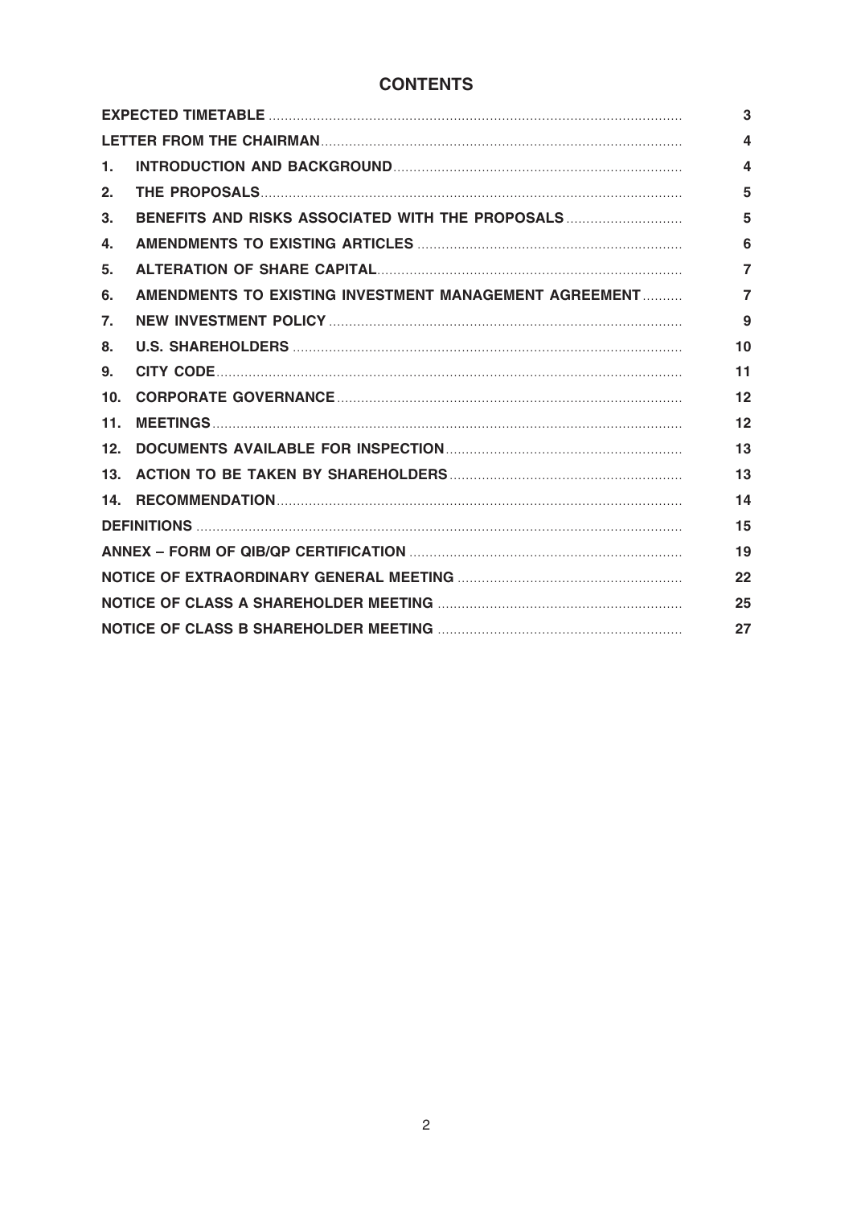# CONTENTS

| | | |
|---|---|---|
| **EXPECTED TIMETABLE** | | **3** |
| **LETTER FROM THE CHAIRMAN** | | **4** |
| **1.** | **INTRODUCTION AND BACKGROUND** | **4** |
| **2.** | **THE PROPOSALS** | **5** |
| **3.** | **BENEFITS AND RISKS ASSOCIATED WITH THE PROPOSALS** | **5** |
| **4.** | **AMENDMENTS TO EXISTING ARTICLES** | **6** |
| **5.** | **ALTERATION OF SHARE CAPITAL** | **7** |
| **6.** | **AMENDMENTS TO EXISTING INVESTMENT MANAGEMENT AGREEMENT** | **7** |
| **7.** | **NEW INVESTMENT POLICY** | **9** |
| **8.** | **U.S. SHAREHOLDERS** | **10** |
| **9.** | **CITY CODE** | **11** |
| **10.** | **CORPORATE GOVERNANCE** | **12** |
| **11.** | **MEETINGS** | **12** |
| **12.** | **DOCUMENTS AVAILABLE FOR INSPECTION** | **13** |
| **13.** | **ACTION TO BE TAKEN BY SHAREHOLDERS** | **13** |
| **14.** | **RECOMMENDATION** | **14** |
| **DEFINITIONS** | | **15** |
| **ANNEX – FORM OF QIB/QP CERTIFICATION** | | **19** |
| **NOTICE OF EXTRAORDINARY GENERAL MEETING** | | **22** |
| **NOTICE OF CLASS A SHAREHOLDER MEETING** | | **25** |
| **NOTICE OF CLASS B SHAREHOLDER MEETING** | | **27** |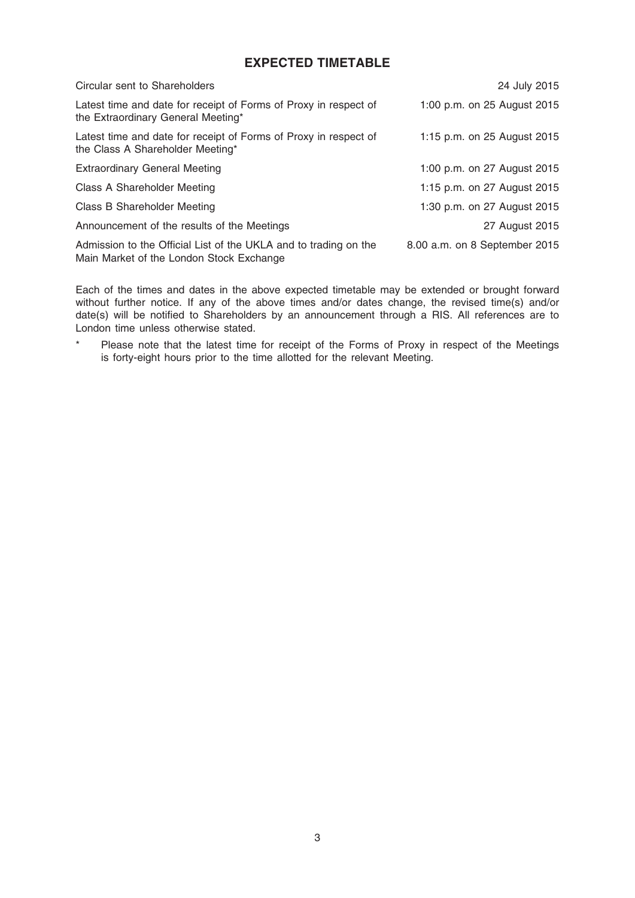## EXPECTED TIMETABLE

| | |
|---|---|
| Circular sent to Shareholders | 24 July 2015 |
| Latest time and date for receipt of Forms of Proxy in respect of the Extraordinary General Meeting* | 1:00 p.m. on 25 August 2015 |
| Latest time and date for receipt of Forms of Proxy in respect of the Class A Shareholder Meeting* | 1:15 p.m. on 25 August 2015 |
| Extraordinary General Meeting | 1:00 p.m. on 27 August 2015 |
| Class A Shareholder Meeting | 1:15 p.m. on 27 August 2015 |
| Class B Shareholder Meeting | 1:30 p.m. on 27 August 2015 |
| Announcement of the results of the Meetings | 27 August 2015 |
| Admission to the Official List of the UKLA and to trading on the Main Market of the London Stock Exchange | 8.00 a.m. on 8 September 2015 |

Each of the times and dates in the above expected timetable may be extended or brought forward without further notice. If any of the above times and/or dates change, the revised time(s) and/or date(s) will be notified to Shareholders by an announcement through a RIS. All references are to London time unless otherwise stated.

\* Please note that the latest time for receipt of the Forms of Proxy in respect of the Meetings is forty-eight hours prior to the time allotted for the relevant Meeting.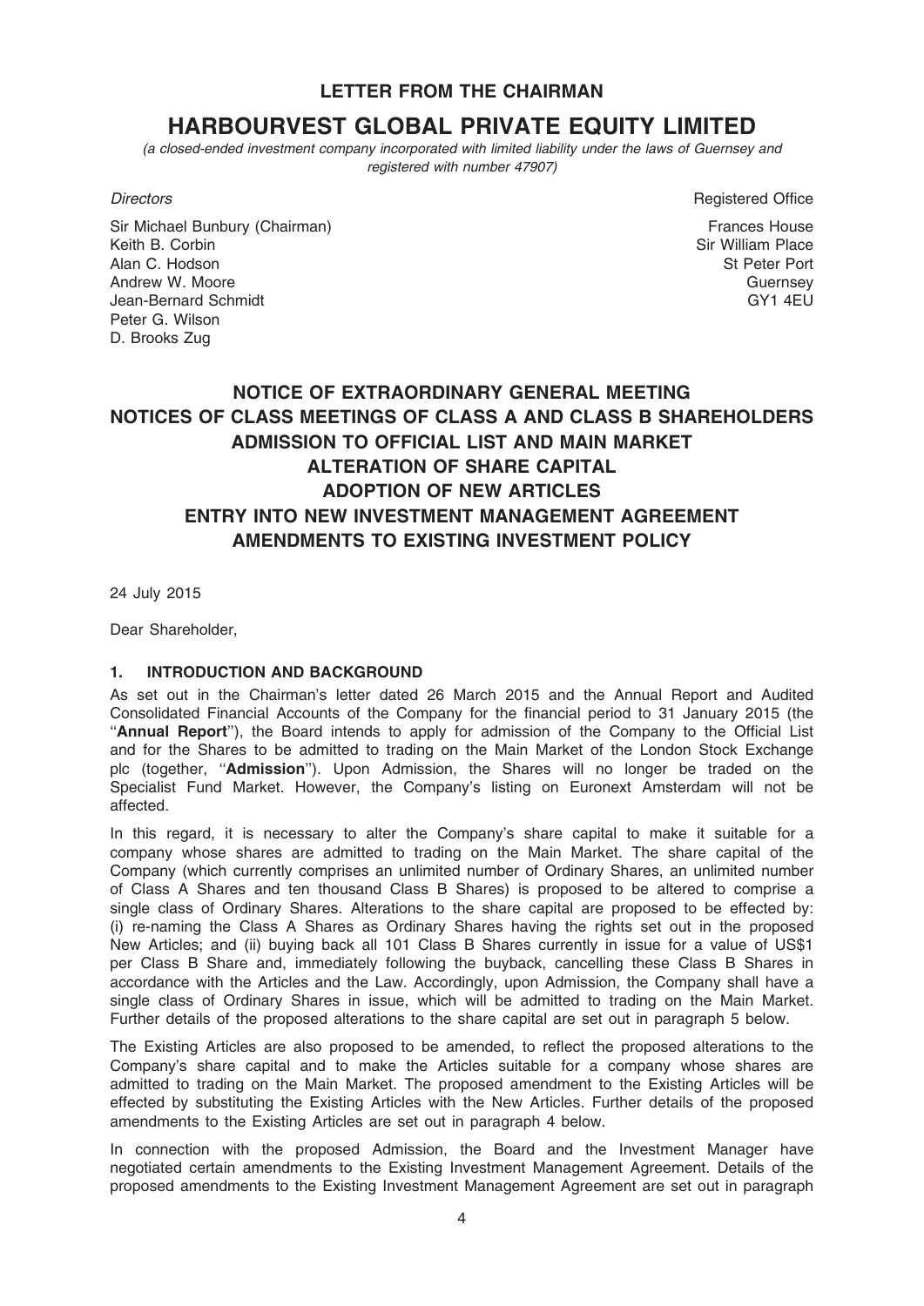# LETTER FROM THE CHAIRMAN

# HARBOURVEST GLOBAL PRIVATE EQUITY LIMITED

*(a closed-ended investment company incorporated with limited liability under the laws of Guernsey and registered with number 47907)*

*Directors*

Sir Michael Bunbury (Chairman)
Keith B. Corbin
Alan C. Hodson
Andrew W. Moore
Jean-Bernard Schmidt
Peter G. Wilson
D. Brooks Zug

Registered Office

Frances House
Sir William Place
St Peter Port
Guernsey
GY1 4EU

## NOTICE OF EXTRAORDINARY GENERAL MEETING
## NOTICES OF CLASS MEETINGS OF CLASS A AND CLASS B SHAREHOLDERS
## ADMISSION TO OFFICIAL LIST AND MAIN MARKET
## ALTERATION OF SHARE CAPITAL
## ADOPTION OF NEW ARTICLES
## ENTRY INTO NEW INVESTMENT MANAGEMENT AGREEMENT
## AMENDMENTS TO EXISTING INVESTMENT POLICY

24 July 2015

Dear Shareholder,

### 1. INTRODUCTION AND BACKGROUND

As set out in the Chairman's letter dated 26 March 2015 and the Annual Report and Audited Consolidated Financial Accounts of the Company for the financial period to 31 January 2015 (the "**Annual Report**"), the Board intends to apply for admission of the Company to the Official List and for the Shares to be admitted to trading on the Main Market of the London Stock Exchange plc (together, "**Admission**"). Upon Admission, the Shares will no longer be traded on the Specialist Fund Market. However, the Company's listing on Euronext Amsterdam will not be affected.

In this regard, it is necessary to alter the Company's share capital to make it suitable for a company whose shares are admitted to trading on the Main Market. The share capital of the Company (which currently comprises an unlimited number of Ordinary Shares, an unlimited number of Class A Shares and ten thousand Class B Shares) is proposed to be altered to comprise a single class of Ordinary Shares. Alterations to the share capital are proposed to be effected by: (i) re-naming the Class A Shares as Ordinary Shares having the rights set out in the proposed New Articles; and (ii) buying back all 101 Class B Shares currently in issue for a value of US$1 per Class B Share and, immediately following the buyback, cancelling these Class B Shares in accordance with the Articles and the Law. Accordingly, upon Admission, the Company shall have a single class of Ordinary Shares in issue, which will be admitted to trading on the Main Market. Further details of the proposed alterations to the share capital are set out in paragraph 5 below.

The Existing Articles are also proposed to be amended, to reflect the proposed alterations to the Company's share capital and to make the Articles suitable for a company whose shares are admitted to trading on the Main Market. The proposed amendment to the Existing Articles will be effected by substituting the Existing Articles with the New Articles. Further details of the proposed amendments to the Existing Articles are set out in paragraph 4 below.

In connection with the proposed Admission, the Board and the Investment Manager have negotiated certain amendments to the Existing Investment Management Agreement. Details of the proposed amendments to the Existing Investment Management Agreement are set out in paragraph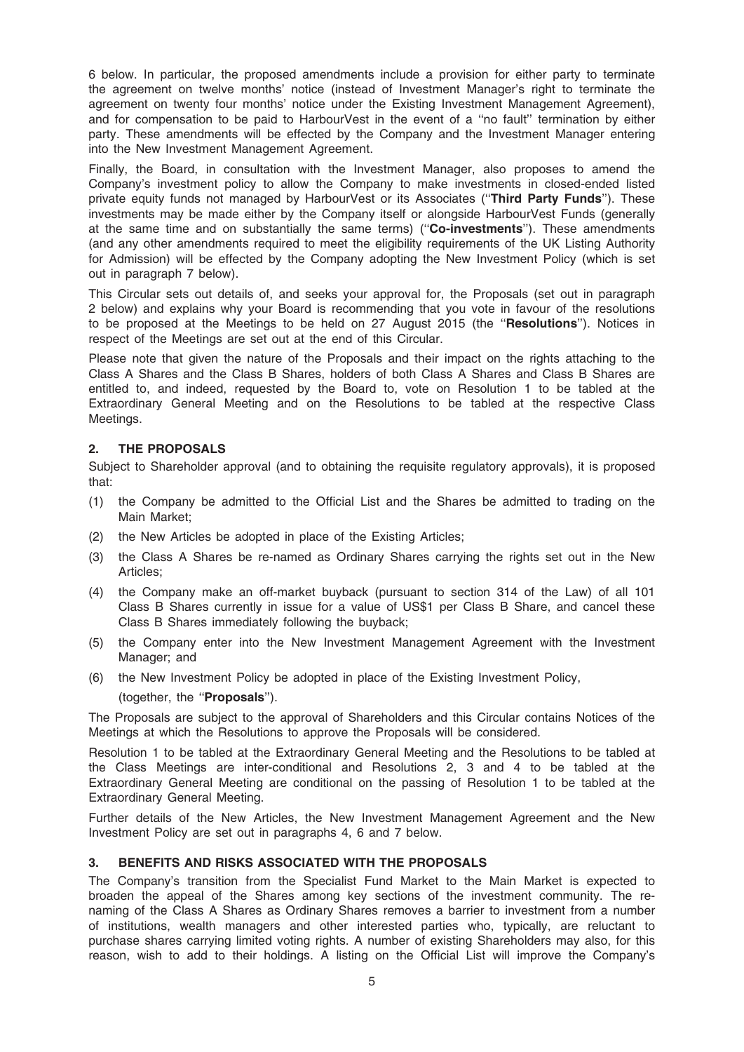6 below. In particular, the proposed amendments include a provision for either party to terminate the agreement on twelve months' notice (instead of Investment Manager's right to terminate the agreement on twenty four months' notice under the Existing Investment Management Agreement), and for compensation to be paid to HarbourVest in the event of a ''no fault'' termination by either party. These amendments will be effected by the Company and the Investment Manager entering into the New Investment Management Agreement.

Finally, the Board, in consultation with the Investment Manager, also proposes to amend the Company's investment policy to allow the Company to make investments in closed-ended listed private equity funds not managed by HarbourVest or its Associates (''**Third Party Funds**''). These investments may be made either by the Company itself or alongside HarbourVest Funds (generally at the same time and on substantially the same terms) (''**Co-investments**''). These amendments (and any other amendments required to meet the eligibility requirements of the UK Listing Authority for Admission) will be effected by the Company adopting the New Investment Policy (which is set out in paragraph 7 below).

This Circular sets out details of, and seeks your approval for, the Proposals (set out in paragraph 2 below) and explains why your Board is recommending that you vote in favour of the resolutions to be proposed at the Meetings to be held on 27 August 2015 (the ''**Resolutions**''). Notices in respect of the Meetings are set out at the end of this Circular.

Please note that given the nature of the Proposals and their impact on the rights attaching to the Class A Shares and the Class B Shares, holders of both Class A Shares and Class B Shares are entitled to, and indeed, requested by the Board to, vote on Resolution 1 to be tabled at the Extraordinary General Meeting and on the Resolutions to be tabled at the respective Class Meetings.

## 2. THE PROPOSALS

Subject to Shareholder approval (and to obtaining the requisite regulatory approvals), it is proposed that:

(1) the Company be admitted to the Official List and the Shares be admitted to trading on the Main Market;

(2) the New Articles be adopted in place of the Existing Articles;

(3) the Class A Shares be re-named as Ordinary Shares carrying the rights set out in the New Articles;

(4) the Company make an off-market buyback (pursuant to section 314 of the Law) of all 101 Class B Shares currently in issue for a value of US$1 per Class B Share, and cancel these Class B Shares immediately following the buyback;

(5) the Company enter into the New Investment Management Agreement with the Investment Manager; and

(6) the New Investment Policy be adopted in place of the Existing Investment Policy,

(together, the ''**Proposals**'').

The Proposals are subject to the approval of Shareholders and this Circular contains Notices of the Meetings at which the Resolutions to approve the Proposals will be considered.

Resolution 1 to be tabled at the Extraordinary General Meeting and the Resolutions to be tabled at the Class Meetings are inter-conditional and Resolutions 2, 3 and 4 to be tabled at the Extraordinary General Meeting are conditional on the passing of Resolution 1 to be tabled at the Extraordinary General Meeting.

Further details of the New Articles, the New Investment Management Agreement and the New Investment Policy are set out in paragraphs 4, 6 and 7 below.

## 3. BENEFITS AND RISKS ASSOCIATED WITH THE PROPOSALS

The Company's transition from the Specialist Fund Market to the Main Market is expected to broaden the appeal of the Shares among key sections of the investment community. The re-naming of the Class A Shares as Ordinary Shares removes a barrier to investment from a number of institutions, wealth managers and other interested parties who, typically, are reluctant to purchase shares carrying limited voting rights. A number of existing Shareholders may also, for this reason, wish to add to their holdings. A listing on the Official List will improve the Company's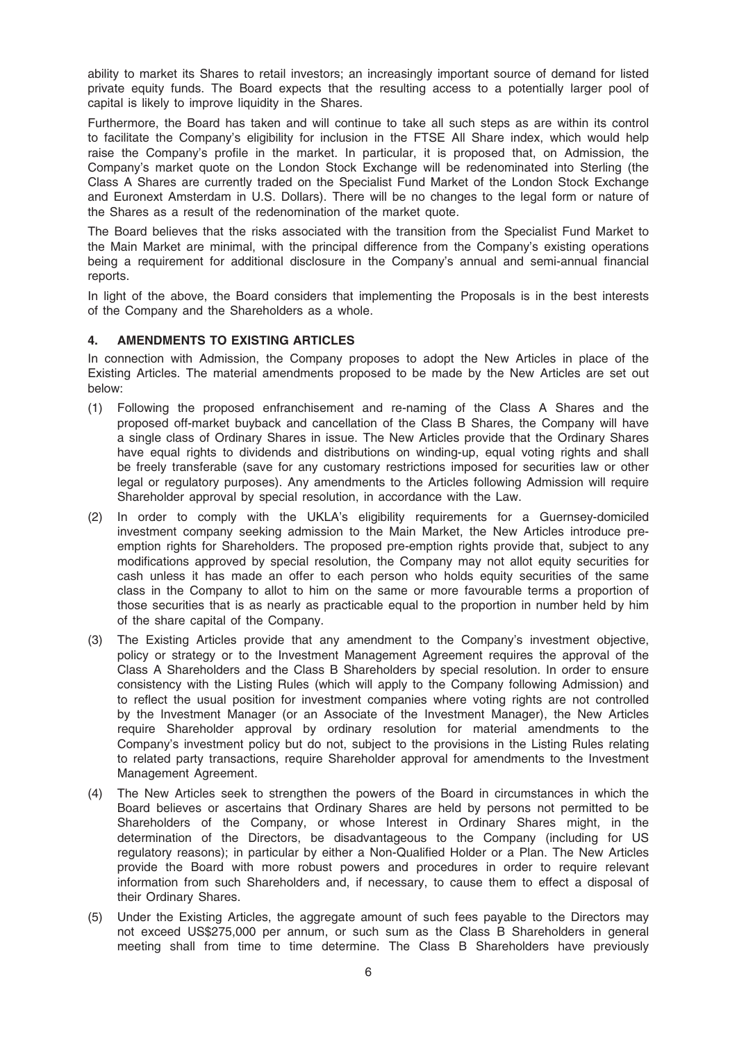ability to market its Shares to retail investors; an increasingly important source of demand for listed private equity funds. The Board expects that the resulting access to a potentially larger pool of capital is likely to improve liquidity in the Shares.

Furthermore, the Board has taken and will continue to take all such steps as are within its control to facilitate the Company's eligibility for inclusion in the FTSE All Share index, which would help raise the Company's profile in the market. In particular, it is proposed that, on Admission, the Company's market quote on the London Stock Exchange will be redenominated into Sterling (the Class A Shares are currently traded on the Specialist Fund Market of the London Stock Exchange and Euronext Amsterdam in U.S. Dollars). There will be no changes to the legal form or nature of the Shares as a result of the redenomination of the market quote.

The Board believes that the risks associated with the transition from the Specialist Fund Market to the Main Market are minimal, with the principal difference from the Company's existing operations being a requirement for additional disclosure in the Company's annual and semi-annual financial reports.

In light of the above, the Board considers that implementing the Proposals is in the best interests of the Company and the Shareholders as a whole.

## 4. AMENDMENTS TO EXISTING ARTICLES

In connection with Admission, the Company proposes to adopt the New Articles in place of the Existing Articles. The material amendments proposed to be made by the New Articles are set out below:

(1) Following the proposed enfranchisement and re-naming of the Class A Shares and the proposed off-market buyback and cancellation of the Class B Shares, the Company will have a single class of Ordinary Shares in issue. The New Articles provide that the Ordinary Shares have equal rights to dividends and distributions on winding-up, equal voting rights and shall be freely transferable (save for any customary restrictions imposed for securities law or other legal or regulatory purposes). Any amendments to the Articles following Admission will require Shareholder approval by special resolution, in accordance with the Law.

(2) In order to comply with the UKLA's eligibility requirements for a Guernsey-domiciled investment company seeking admission to the Main Market, the New Articles introduce pre-emption rights for Shareholders. The proposed pre-emption rights provide that, subject to any modifications approved by special resolution, the Company may not allot equity securities for cash unless it has made an offer to each person who holds equity securities of the same class in the Company to allot to him on the same or more favourable terms a proportion of those securities that is as nearly as practicable equal to the proportion in number held by him of the share capital of the Company.

(3) The Existing Articles provide that any amendment to the Company's investment objective, policy or strategy or to the Investment Management Agreement requires the approval of the Class A Shareholders and the Class B Shareholders by special resolution. In order to ensure consistency with the Listing Rules (which will apply to the Company following Admission) and to reflect the usual position for investment companies where voting rights are not controlled by the Investment Manager (or an Associate of the Investment Manager), the New Articles require Shareholder approval by ordinary resolution for material amendments to the Company's investment policy but do not, subject to the provisions in the Listing Rules relating to related party transactions, require Shareholder approval for amendments to the Investment Management Agreement.

(4) The New Articles seek to strengthen the powers of the Board in circumstances in which the Board believes or ascertains that Ordinary Shares are held by persons not permitted to be Shareholders of the Company, or whose Interest in Ordinary Shares might, in the determination of the Directors, be disadvantageous to the Company (including for US regulatory reasons); in particular by either a Non-Qualified Holder or a Plan. The New Articles provide the Board with more robust powers and procedures in order to require relevant information from such Shareholders and, if necessary, to cause them to effect a disposal of their Ordinary Shares.

(5) Under the Existing Articles, the aggregate amount of such fees payable to the Directors may not exceed US$275,000 per annum, or such sum as the Class B Shareholders in general meeting shall from time to time determine. The Class B Shareholders have previously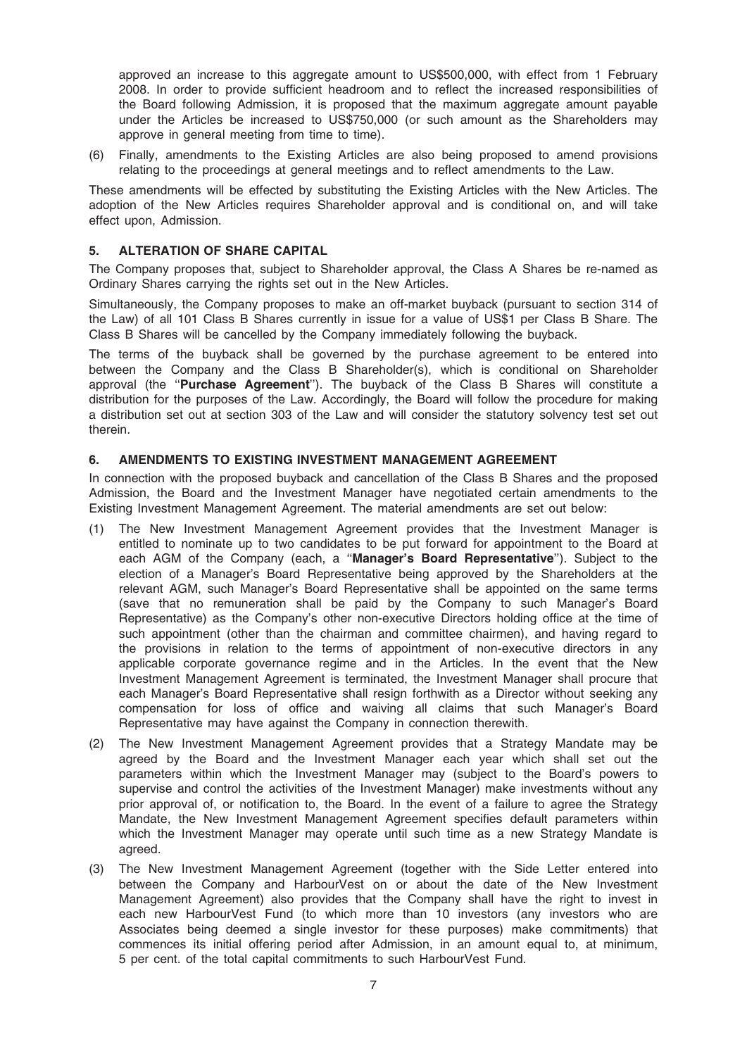approved an increase to this aggregate amount to US$500,000, with effect from 1 February 2008. In order to provide sufficient headroom and to reflect the increased responsibilities of the Board following Admission, it is proposed that the maximum aggregate amount payable under the Articles be increased to US$750,000 (or such amount as the Shareholders may approve in general meeting from time to time).

(6) Finally, amendments to the Existing Articles are also being proposed to amend provisions relating to the proceedings at general meetings and to reflect amendments to the Law.

These amendments will be effected by substituting the Existing Articles with the New Articles. The adoption of the New Articles requires Shareholder approval and is conditional on, and will take effect upon, Admission.

## 5. ALTERATION OF SHARE CAPITAL

The Company proposes that, subject to Shareholder approval, the Class A Shares be re-named as Ordinary Shares carrying the rights set out in the New Articles.

Simultaneously, the Company proposes to make an off-market buyback (pursuant to section 314 of the Law) of all 101 Class B Shares currently in issue for a value of US$1 per Class B Share. The Class B Shares will be cancelled by the Company immediately following the buyback.

The terms of the buyback shall be governed by the purchase agreement to be entered into between the Company and the Class B Shareholder(s), which is conditional on Shareholder approval (the "**Purchase Agreement**"). The buyback of the Class B Shares will constitute a distribution for the purposes of the Law. Accordingly, the Board will follow the procedure for making a distribution set out at section 303 of the Law and will consider the statutory solvency test set out therein.

## 6. AMENDMENTS TO EXISTING INVESTMENT MANAGEMENT AGREEMENT

In connection with the proposed buyback and cancellation of the Class B Shares and the proposed Admission, the Board and the Investment Manager have negotiated certain amendments to the Existing Investment Management Agreement. The material amendments are set out below:

(1) The New Investment Management Agreement provides that the Investment Manager is entitled to nominate up to two candidates to be put forward for appointment to the Board at each AGM of the Company (each, a "**Manager's Board Representative**"). Subject to the election of a Manager's Board Representative being approved by the Shareholders at the relevant AGM, such Manager's Board Representative shall be appointed on the same terms (save that no remuneration shall be paid by the Company to such Manager's Board Representative) as the Company's other non-executive Directors holding office at the time of such appointment (other than the chairman and committee chairmen), and having regard to the provisions in relation to the terms of appointment of non-executive directors in any applicable corporate governance regime and in the Articles. In the event that the New Investment Management Agreement is terminated, the Investment Manager shall procure that each Manager's Board Representative shall resign forthwith as a Director without seeking any compensation for loss of office and waiving all claims that such Manager's Board Representative may have against the Company in connection therewith.

(2) The New Investment Management Agreement provides that a Strategy Mandate may be agreed by the Board and the Investment Manager each year which shall set out the parameters within which the Investment Manager may (subject to the Board's powers to supervise and control the activities of the Investment Manager) make investments without any prior approval of, or notification to, the Board. In the event of a failure to agree the Strategy Mandate, the New Investment Management Agreement specifies default parameters within which the Investment Manager may operate until such time as a new Strategy Mandate is agreed.

(3) The New Investment Management Agreement (together with the Side Letter entered into between the Company and HarbourVest on or about the date of the New Investment Management Agreement) also provides that the Company shall have the right to invest in each new HarbourVest Fund (to which more than 10 investors (any investors who are Associates being deemed a single investor for these purposes) make commitments) that commences its initial offering period after Admission, in an amount equal to, at minimum, 5 per cent. of the total capital commitments to such HarbourVest Fund.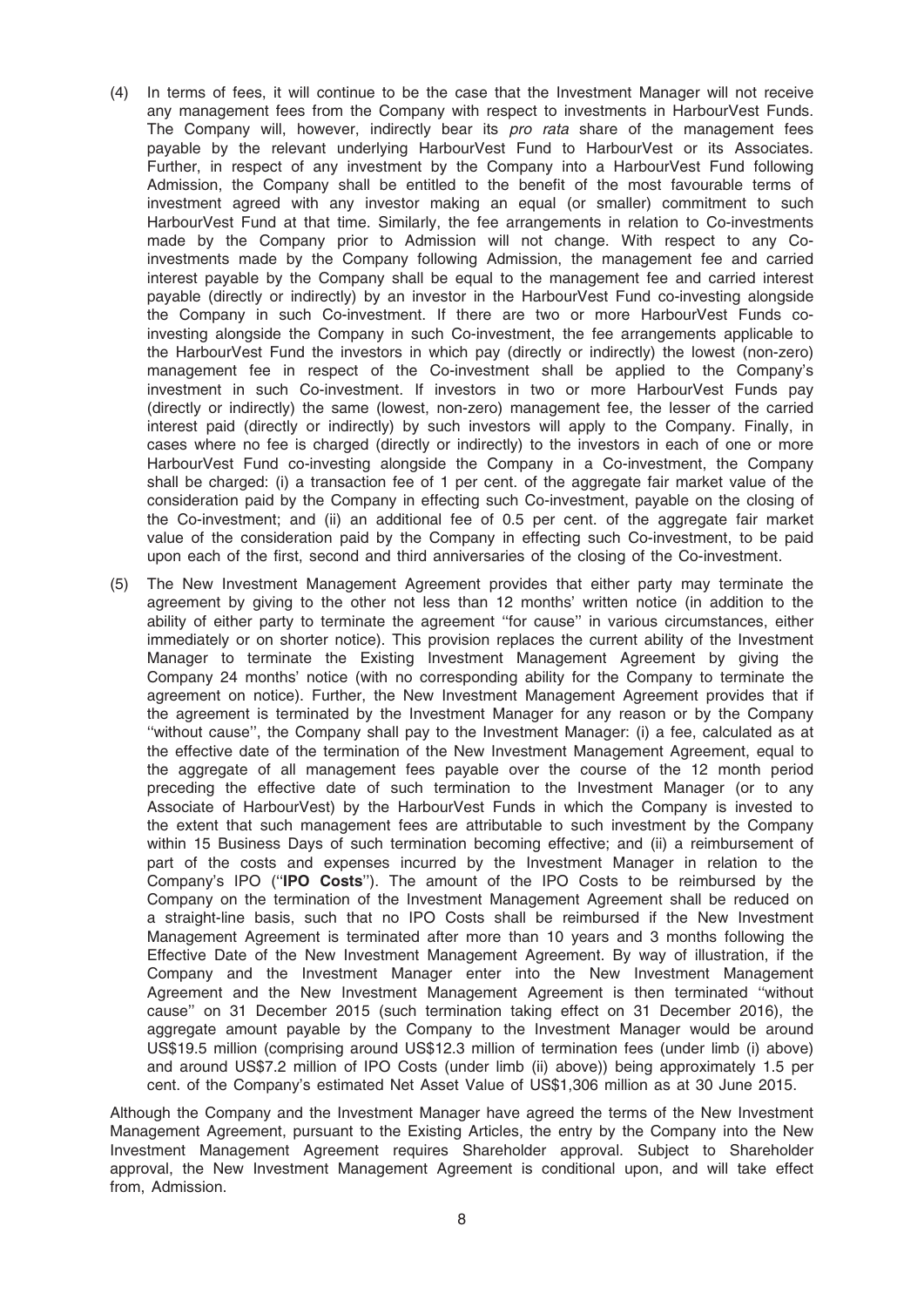(4) In terms of fees, it will continue to be the case that the Investment Manager will not receive any management fees from the Company with respect to investments in HarbourVest Funds. The Company will, however, indirectly bear its *pro rata* share of the management fees payable by the relevant underlying HarbourVest Fund to HarbourVest or its Associates. Further, in respect of any investment by the Company into a HarbourVest Fund following Admission, the Company shall be entitled to the benefit of the most favourable terms of investment agreed with any investor making an equal (or smaller) commitment to such HarbourVest Fund at that time. Similarly, the fee arrangements in relation to Co-investments made by the Company prior to Admission will not change. With respect to any Co-investments made by the Company following Admission, the management fee and carried interest payable by the Company shall be equal to the management fee and carried interest payable (directly or indirectly) by an investor in the HarbourVest Fund co-investing alongside the Company in such Co-investment. If there are two or more HarbourVest Funds co-investing alongside the Company in such Co-investment, the fee arrangements applicable to the HarbourVest Fund the investors in which pay (directly or indirectly) the lowest (non-zero) management fee in respect of the Co-investment shall be applied to the Company's investment in such Co-investment. If investors in two or more HarbourVest Funds pay (directly or indirectly) the same (lowest, non-zero) management fee, the lesser of the carried interest paid (directly or indirectly) by such investors will apply to the Company. Finally, in cases where no fee is charged (directly or indirectly) to the investors in each of one or more HarbourVest Fund co-investing alongside the Company in a Co-investment, the Company shall be charged: (i) a transaction fee of 1 per cent. of the aggregate fair market value of the consideration paid by the Company in effecting such Co-investment, payable on the closing of the Co-investment; and (ii) an additional fee of 0.5 per cent. of the aggregate fair market value of the consideration paid by the Company in effecting such Co-investment, to be paid upon each of the first, second and third anniversaries of the closing of the Co-investment.

(5) The New Investment Management Agreement provides that either party may terminate the agreement by giving to the other not less than 12 months' written notice (in addition to the ability of either party to terminate the agreement "for cause" in various circumstances, either immediately or on shorter notice). This provision replaces the current ability of the Investment Manager to terminate the Existing Investment Management Agreement by giving the Company 24 months' notice (with no corresponding ability for the Company to terminate the agreement on notice). Further, the New Investment Management Agreement provides that if the agreement is terminated by the Investment Manager for any reason or by the Company "without cause", the Company shall pay to the Investment Manager: (i) a fee, calculated as at the effective date of the termination of the New Investment Management Agreement, equal to the aggregate of all management fees payable over the course of the 12 month period preceding the effective date of such termination to the Investment Manager (or to any Associate of HarbourVest) by the HarbourVest Funds in which the Company is invested to the extent that such management fees are attributable to such investment by the Company within 15 Business Days of such termination becoming effective; and (ii) a reimbursement of part of the costs and expenses incurred by the Investment Manager in relation to the Company's IPO ("**IPO Costs**"). The amount of the IPO Costs to be reimbursed by the Company on the termination of the Investment Management Agreement shall be reduced on a straight-line basis, such that no IPO Costs shall be reimbursed if the New Investment Management Agreement is terminated after more than 10 years and 3 months following the Effective Date of the New Investment Management Agreement. By way of illustration, if the Company and the Investment Manager enter into the New Investment Management Agreement and the New Investment Management Agreement is then terminated "without cause" on 31 December 2015 (such termination taking effect on 31 December 2016), the aggregate amount payable by the Company to the Investment Manager would be around US$19.5 million (comprising around US$12.3 million of termination fees (under limb (i) above) and around US$7.2 million of IPO Costs (under limb (ii) above)) being approximately 1.5 per cent. of the Company's estimated Net Asset Value of US$1,306 million as at 30 June 2015.

Although the Company and the Investment Manager have agreed the terms of the New Investment Management Agreement, pursuant to the Existing Articles, the entry by the Company into the New Investment Management Agreement requires Shareholder approval. Subject to Shareholder approval, the New Investment Management Agreement is conditional upon, and will take effect from, Admission.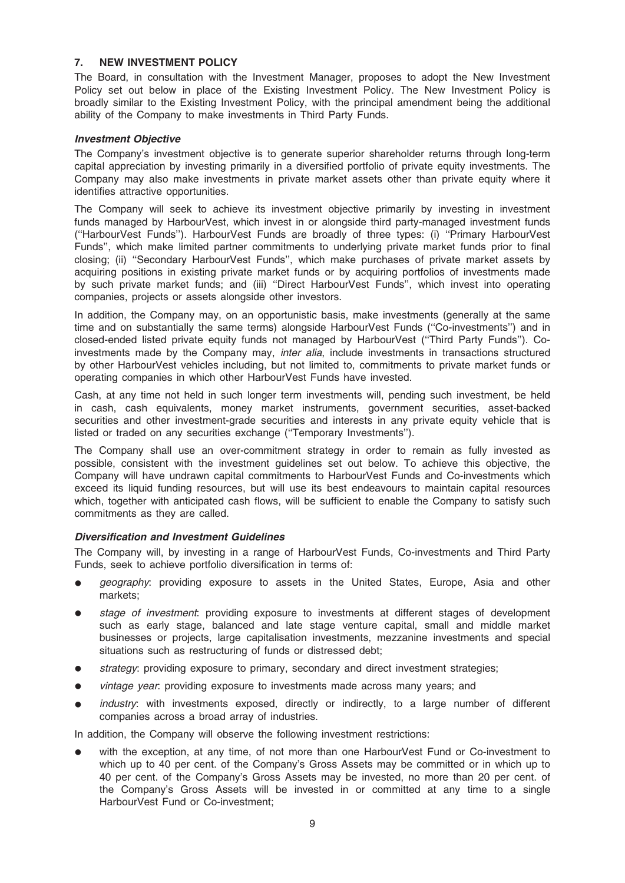## 7. NEW INVESTMENT POLICY

The Board, in consultation with the Investment Manager, proposes to adopt the New Investment Policy set out below in place of the Existing Investment Policy. The New Investment Policy is broadly similar to the Existing Investment Policy, with the principal amendment being the additional ability of the Company to make investments in Third Party Funds.

### *Investment Objective*

The Company's investment objective is to generate superior shareholder returns through long-term capital appreciation by investing primarily in a diversified portfolio of private equity investments. The Company may also make investments in private market assets other than private equity where it identifies attractive opportunities.

The Company will seek to achieve its investment objective primarily by investing in investment funds managed by HarbourVest, which invest in or alongside third party-managed investment funds (''HarbourVest Funds''). HarbourVest Funds are broadly of three types: (i) ''Primary HarbourVest Funds'', which make limited partner commitments to underlying private market funds prior to final closing; (ii) ''Secondary HarbourVest Funds'', which make purchases of private market assets by acquiring positions in existing private market funds or by acquiring portfolios of investments made by such private market funds; and (iii) ''Direct HarbourVest Funds'', which invest into operating companies, projects or assets alongside other investors.

In addition, the Company may, on an opportunistic basis, make investments (generally at the same time and on substantially the same terms) alongside HarbourVest Funds (''Co-investments'') and in closed-ended listed private equity funds not managed by HarbourVest (''Third Party Funds''). Co-investments made by the Company may, *inter alia*, include investments in transactions structured by other HarbourVest vehicles including, but not limited to, commitments to private market funds or operating companies in which other HarbourVest Funds have invested.

Cash, at any time not held in such longer term investments will, pending such investment, be held in cash, cash equivalents, money market instruments, government securities, asset-backed securities and other investment-grade securities and interests in any private equity vehicle that is listed or traded on any securities exchange (''Temporary Investments'').

The Company shall use an over-commitment strategy in order to remain as fully invested as possible, consistent with the investment guidelines set out below. To achieve this objective, the Company will have undrawn capital commitments to HarbourVest Funds and Co-investments which exceed its liquid funding resources, but will use its best endeavours to maintain capital resources which, together with anticipated cash flows, will be sufficient to enable the Company to satisfy such commitments as they are called.

### *Diversification and Investment Guidelines*

The Company will, by investing in a range of HarbourVest Funds, Co-investments and Third Party Funds, seek to achieve portfolio diversification in terms of:

- *geography*: providing exposure to assets in the United States, Europe, Asia and other markets;
- *stage of investment*: providing exposure to investments at different stages of development such as early stage, balanced and late stage venture capital, small and middle market businesses or projects, large capitalisation investments, mezzanine investments and special situations such as restructuring of funds or distressed debt;
- *strategy*: providing exposure to primary, secondary and direct investment strategies;
- *vintage year*: providing exposure to investments made across many years; and
- *industry*: with investments exposed, directly or indirectly, to a large number of different companies across a broad array of industries.

In addition, the Company will observe the following investment restrictions:

- with the exception, at any time, of not more than one HarbourVest Fund or Co-investment to which up to 40 per cent. of the Company's Gross Assets may be committed or in which up to 40 per cent. of the Company's Gross Assets may be invested, no more than 20 per cent. of the Company's Gross Assets will be invested in or committed at any time to a single HarbourVest Fund or Co-investment;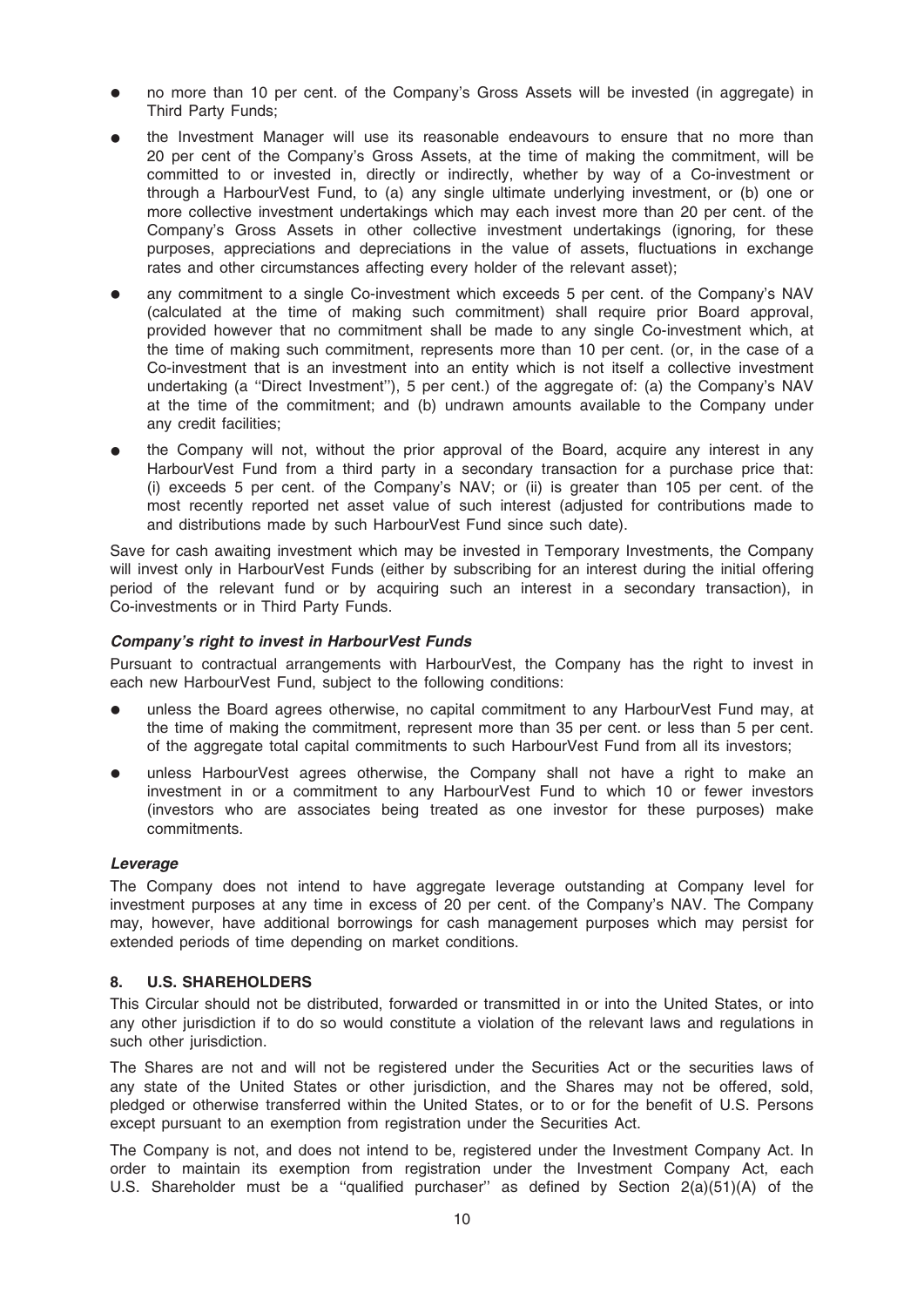- no more than 10 per cent. of the Company's Gross Assets will be invested (in aggregate) in Third Party Funds;
- the Investment Manager will use its reasonable endeavours to ensure that no more than 20 per cent of the Company's Gross Assets, at the time of making the commitment, will be committed to or invested in, directly or indirectly, whether by way of a Co-investment or through a HarbourVest Fund, to (a) any single ultimate underlying investment, or (b) one or more collective investment undertakings which may each invest more than 20 per cent. of the Company's Gross Assets in other collective investment undertakings (ignoring, for these purposes, appreciations and depreciations in the value of assets, fluctuations in exchange rates and other circumstances affecting every holder of the relevant asset);
- any commitment to a single Co-investment which exceeds 5 per cent. of the Company's NAV (calculated at the time of making such commitment) shall require prior Board approval, provided however that no commitment shall be made to any single Co-investment which, at the time of making such commitment, represents more than 10 per cent. (or, in the case of a Co-investment that is an investment into an entity which is not itself a collective investment undertaking (a ''Direct Investment''), 5 per cent.) of the aggregate of: (a) the Company's NAV at the time of the commitment; and (b) undrawn amounts available to the Company under any credit facilities;
- the Company will not, without the prior approval of the Board, acquire any interest in any HarbourVest Fund from a third party in a secondary transaction for a purchase price that: (i) exceeds 5 per cent. of the Company's NAV; or (ii) is greater than 105 per cent. of the most recently reported net asset value of such interest (adjusted for contributions made to and distributions made by such HarbourVest Fund since such date).

Save for cash awaiting investment which may be invested in Temporary Investments, the Company will invest only in HarbourVest Funds (either by subscribing for an interest during the initial offering period of the relevant fund or by acquiring such an interest in a secondary transaction), in Co-investments or in Third Party Funds.

***Company's right to invest in HarbourVest Funds***

Pursuant to contractual arrangements with HarbourVest, the Company has the right to invest in each new HarbourVest Fund, subject to the following conditions:

- unless the Board agrees otherwise, no capital commitment to any HarbourVest Fund may, at the time of making the commitment, represent more than 35 per cent. or less than 5 per cent. of the aggregate total capital commitments to such HarbourVest Fund from all its investors;
- unless HarbourVest agrees otherwise, the Company shall not have a right to make an investment in or a commitment to any HarbourVest Fund to which 10 or fewer investors (investors who are associates being treated as one investor for these purposes) make commitments.

***Leverage***

The Company does not intend to have aggregate leverage outstanding at Company level for investment purposes at any time in excess of 20 per cent. of the Company's NAV. The Company may, however, have additional borrowings for cash management purposes which may persist for extended periods of time depending on market conditions.

## 8. U.S. SHAREHOLDERS

This Circular should not be distributed, forwarded or transmitted in or into the United States, or into any other jurisdiction if to do so would constitute a violation of the relevant laws and regulations in such other jurisdiction.

The Shares are not and will not be registered under the Securities Act or the securities laws of any state of the United States or other jurisdiction, and the Shares may not be offered, sold, pledged or otherwise transferred within the United States, or to or for the benefit of U.S. Persons except pursuant to an exemption from registration under the Securities Act.

The Company is not, and does not intend to be, registered under the Investment Company Act. In order to maintain its exemption from registration under the Investment Company Act, each U.S. Shareholder must be a ''qualified purchaser'' as defined by Section 2(a)(51)(A) of the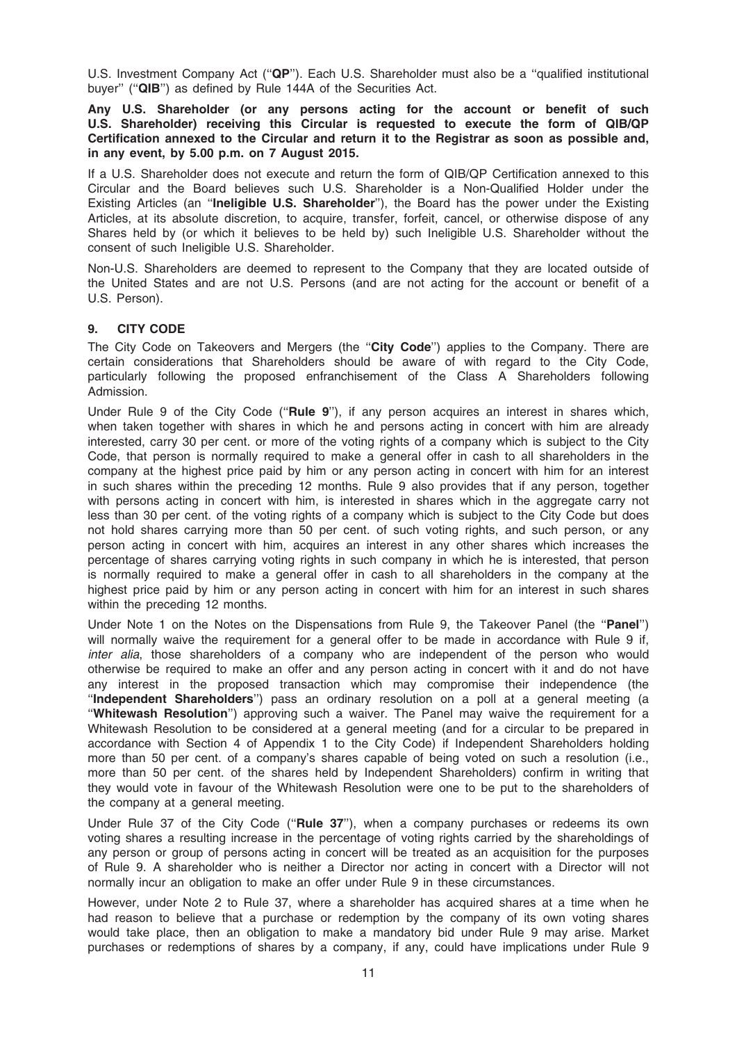U.S. Investment Company Act (''**QP**''). Each U.S. Shareholder must also be a ''qualified institutional buyer'' (''**QIB**'') as defined by Rule 144A of the Securities Act.

**Any U.S. Shareholder (or any persons acting for the account or benefit of such U.S. Shareholder) receiving this Circular is requested to execute the form of QIB/QP Certification annexed to the Circular and return it to the Registrar as soon as possible and, in any event, by 5.00 p.m. on 7 August 2015.**

If a U.S. Shareholder does not execute and return the form of QIB/QP Certification annexed to this Circular and the Board believes such U.S. Shareholder is a Non-Qualified Holder under the Existing Articles (an ''**Ineligible U.S. Shareholder**''), the Board has the power under the Existing Articles, at its absolute discretion, to acquire, transfer, forfeit, cancel, or otherwise dispose of any Shares held by (or which it believes to be held by) such Ineligible U.S. Shareholder without the consent of such Ineligible U.S. Shareholder.

Non-U.S. Shareholders are deemed to represent to the Company that they are located outside of the United States and are not U.S. Persons (and are not acting for the account or benefit of a U.S. Person).

## 9. CITY CODE

The City Code on Takeovers and Mergers (the ''**City Code**'') applies to the Company. There are certain considerations that Shareholders should be aware of with regard to the City Code, particularly following the proposed enfranchisement of the Class A Shareholders following Admission.

Under Rule 9 of the City Code (''**Rule 9**''), if any person acquires an interest in shares which, when taken together with shares in which he and persons acting in concert with him are already interested, carry 30 per cent. or more of the voting rights of a company which is subject to the City Code, that person is normally required to make a general offer in cash to all shareholders in the company at the highest price paid by him or any person acting in concert with him for an interest in such shares within the preceding 12 months. Rule 9 also provides that if any person, together with persons acting in concert with him, is interested in shares which in the aggregate carry not less than 30 per cent. of the voting rights of a company which is subject to the City Code but does not hold shares carrying more than 50 per cent. of such voting rights, and such person, or any person acting in concert with him, acquires an interest in any other shares which increases the percentage of shares carrying voting rights in such company in which he is interested, that person is normally required to make a general offer in cash to all shareholders in the company at the highest price paid by him or any person acting in concert with him for an interest in such shares within the preceding 12 months.

Under Note 1 on the Notes on the Dispensations from Rule 9, the Takeover Panel (the ''**Panel**'') will normally waive the requirement for a general offer to be made in accordance with Rule 9 if, *inter alia*, those shareholders of a company who are independent of the person who would otherwise be required to make an offer and any person acting in concert with it and do not have any interest in the proposed transaction which may compromise their independence (the ''**Independent Shareholders**'') pass an ordinary resolution on a poll at a general meeting (a ''**Whitewash Resolution**'') approving such a waiver. The Panel may waive the requirement for a Whitewash Resolution to be considered at a general meeting (and for a circular to be prepared in accordance with Section 4 of Appendix 1 to the City Code) if Independent Shareholders holding more than 50 per cent. of a company's shares capable of being voted on such a resolution (i.e., more than 50 per cent. of the shares held by Independent Shareholders) confirm in writing that they would vote in favour of the Whitewash Resolution were one to be put to the shareholders of the company at a general meeting.

Under Rule 37 of the City Code (''**Rule 37**''), when a company purchases or redeems its own voting shares a resulting increase in the percentage of voting rights carried by the shareholdings of any person or group of persons acting in concert will be treated as an acquisition for the purposes of Rule 9. A shareholder who is neither a Director nor acting in concert with a Director will not normally incur an obligation to make an offer under Rule 9 in these circumstances.

However, under Note 2 to Rule 37, where a shareholder has acquired shares at a time when he had reason to believe that a purchase or redemption by the company of its own voting shares would take place, then an obligation to make a mandatory bid under Rule 9 may arise. Market purchases or redemptions of shares by a company, if any, could have implications under Rule 9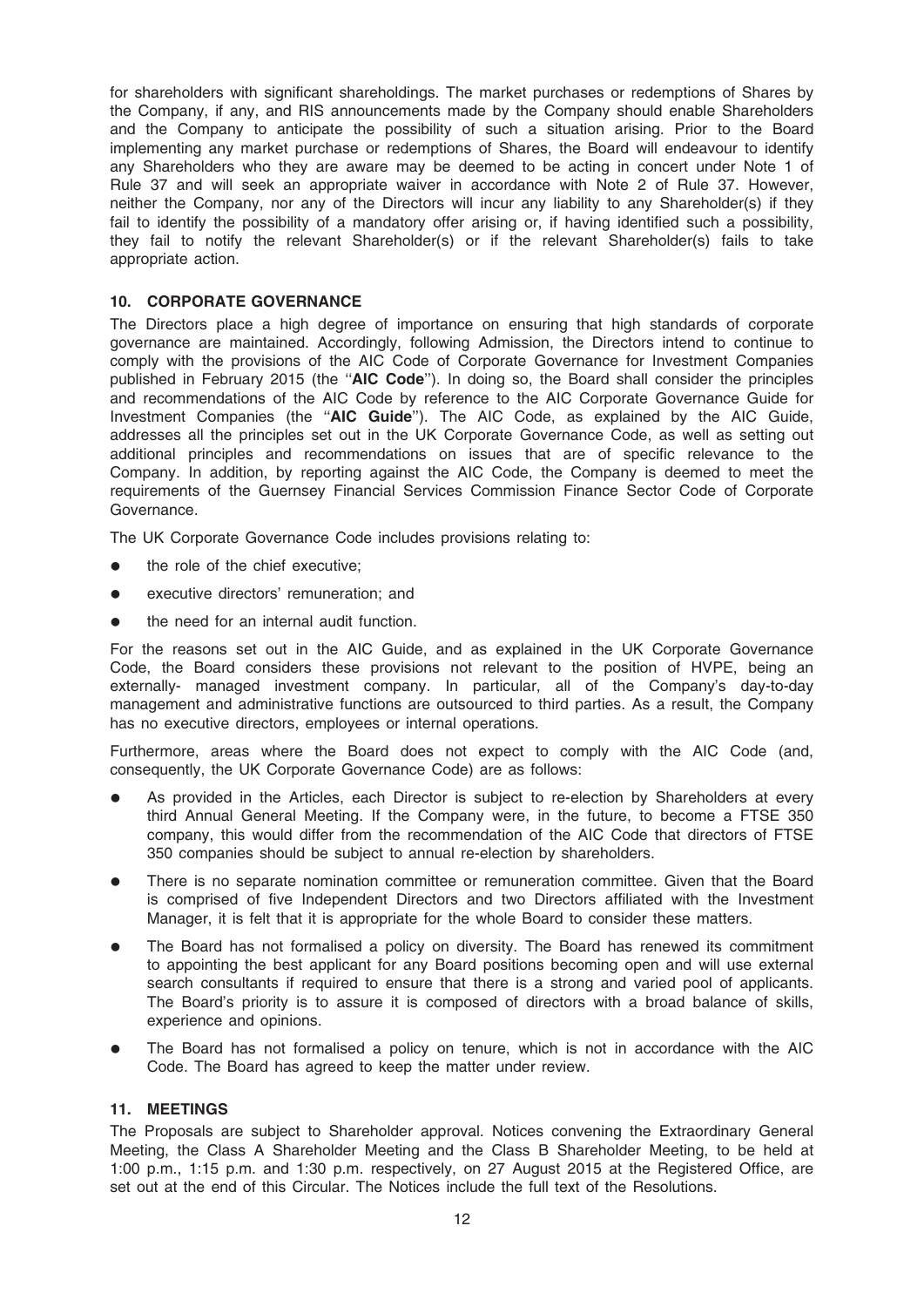for shareholders with significant shareholdings. The market purchases or redemptions of Shares by the Company, if any, and RIS announcements made by the Company should enable Shareholders and the Company to anticipate the possibility of such a situation arising. Prior to the Board implementing any market purchase or redemptions of Shares, the Board will endeavour to identify any Shareholders who they are aware may be deemed to be acting in concert under Note 1 of Rule 37 and will seek an appropriate waiver in accordance with Note 2 of Rule 37. However, neither the Company, nor any of the Directors will incur any liability to any Shareholder(s) if they fail to identify the possibility of a mandatory offer arising or, if having identified such a possibility, they fail to notify the relevant Shareholder(s) or if the relevant Shareholder(s) fails to take appropriate action.

## 10. CORPORATE GOVERNANCE

The Directors place a high degree of importance on ensuring that high standards of corporate governance are maintained. Accordingly, following Admission, the Directors intend to continue to comply with the provisions of the AIC Code of Corporate Governance for Investment Companies published in February 2015 (the "**AIC Code**"). In doing so, the Board shall consider the principles and recommendations of the AIC Code by reference to the AIC Corporate Governance Guide for Investment Companies (the "**AIC Guide**"). The AIC Code, as explained by the AIC Guide, addresses all the principles set out in the UK Corporate Governance Code, as well as setting out additional principles and recommendations on issues that are of specific relevance to the Company. In addition, by reporting against the AIC Code, the Company is deemed to meet the requirements of the Guernsey Financial Services Commission Finance Sector Code of Corporate Governance.

The UK Corporate Governance Code includes provisions relating to:

- the role of the chief executive;
- executive directors' remuneration; and
- the need for an internal audit function.

For the reasons set out in the AIC Guide, and as explained in the UK Corporate Governance Code, the Board considers these provisions not relevant to the position of HVPE, being an externally- managed investment company. In particular, all of the Company's day-to-day management and administrative functions are outsourced to third parties. As a result, the Company has no executive directors, employees or internal operations.

Furthermore, areas where the Board does not expect to comply with the AIC Code (and, consequently, the UK Corporate Governance Code) are as follows:

- As provided in the Articles, each Director is subject to re-election by Shareholders at every third Annual General Meeting. If the Company were, in the future, to become a FTSE 350 company, this would differ from the recommendation of the AIC Code that directors of FTSE 350 companies should be subject to annual re-election by shareholders.
- There is no separate nomination committee or remuneration committee. Given that the Board is comprised of five Independent Directors and two Directors affiliated with the Investment Manager, it is felt that it is appropriate for the whole Board to consider these matters.
- The Board has not formalised a policy on diversity. The Board has renewed its commitment to appointing the best applicant for any Board positions becoming open and will use external search consultants if required to ensure that there is a strong and varied pool of applicants. The Board's priority is to assure it is composed of directors with a broad balance of skills, experience and opinions.
- The Board has not formalised a policy on tenure, which is not in accordance with the AIC Code. The Board has agreed to keep the matter under review.

## 11. MEETINGS

The Proposals are subject to Shareholder approval. Notices convening the Extraordinary General Meeting, the Class A Shareholder Meeting and the Class B Shareholder Meeting, to be held at 1:00 p.m., 1:15 p.m. and 1:30 p.m. respectively, on 27 August 2015 at the Registered Office, are set out at the end of this Circular. The Notices include the full text of the Resolutions.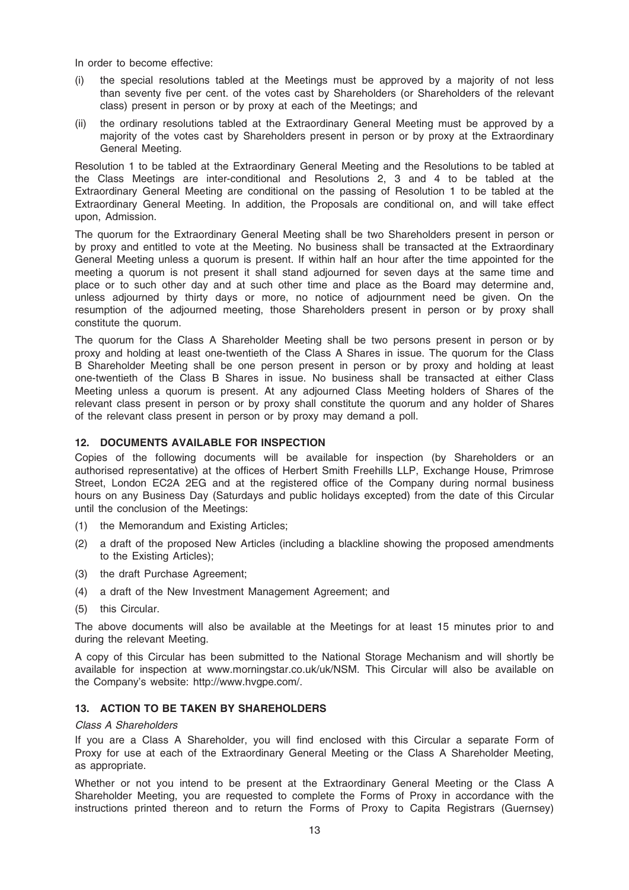In order to become effective:

(i) the special resolutions tabled at the Meetings must be approved by a majority of not less than seventy five per cent. of the votes cast by Shareholders (or Shareholders of the relevant class) present in person or by proxy at each of the Meetings; and

(ii) the ordinary resolutions tabled at the Extraordinary General Meeting must be approved by a majority of the votes cast by Shareholders present in person or by proxy at the Extraordinary General Meeting.

Resolution 1 to be tabled at the Extraordinary General Meeting and the Resolutions to be tabled at the Class Meetings are inter-conditional and Resolutions 2, 3 and 4 to be tabled at the Extraordinary General Meeting are conditional on the passing of Resolution 1 to be tabled at the Extraordinary General Meeting. In addition, the Proposals are conditional on, and will take effect upon, Admission.

The quorum for the Extraordinary General Meeting shall be two Shareholders present in person or by proxy and entitled to vote at the Meeting. No business shall be transacted at the Extraordinary General Meeting unless a quorum is present. If within half an hour after the time appointed for the meeting a quorum is not present it shall stand adjourned for seven days at the same time and place or to such other day and at such other time and place as the Board may determine and, unless adjourned by thirty days or more, no notice of adjournment need be given. On the resumption of the adjourned meeting, those Shareholders present in person or by proxy shall constitute the quorum.

The quorum for the Class A Shareholder Meeting shall be two persons present in person or by proxy and holding at least one-twentieth of the Class A Shares in issue. The quorum for the Class B Shareholder Meeting shall be one person present in person or by proxy and holding at least one-twentieth of the Class B Shares in issue. No business shall be transacted at either Class Meeting unless a quorum is present. At any adjourned Class Meeting holders of Shares of the relevant class present in person or by proxy shall constitute the quorum and any holder of Shares of the relevant class present in person or by proxy may demand a poll.

## 12. DOCUMENTS AVAILABLE FOR INSPECTION

Copies of the following documents will be available for inspection (by Shareholders or an authorised representative) at the offices of Herbert Smith Freehills LLP, Exchange House, Primrose Street, London EC2A 2EG and at the registered office of the Company during normal business hours on any Business Day (Saturdays and public holidays excepted) from the date of this Circular until the conclusion of the Meetings:

(1) the Memorandum and Existing Articles;

(2) a draft of the proposed New Articles (including a blackline showing the proposed amendments to the Existing Articles);

(3) the draft Purchase Agreement;

(4) a draft of the New Investment Management Agreement; and

(5) this Circular.

The above documents will also be available at the Meetings for at least 15 minutes prior to and during the relevant Meeting.

A copy of this Circular has been submitted to the National Storage Mechanism and will shortly be available for inspection at www.morningstar.co.uk/uk/NSM. This Circular will also be available on the Company's website: http://www.hvgpe.com/.

## 13. ACTION TO BE TAKEN BY SHAREHOLDERS

*Class A Shareholders*

If you are a Class A Shareholder, you will find enclosed with this Circular a separate Form of Proxy for use at each of the Extraordinary General Meeting or the Class A Shareholder Meeting, as appropriate.

Whether or not you intend to be present at the Extraordinary General Meeting or the Class A Shareholder Meeting, you are requested to complete the Forms of Proxy in accordance with the instructions printed thereon and to return the Forms of Proxy to Capita Registrars (Guernsey)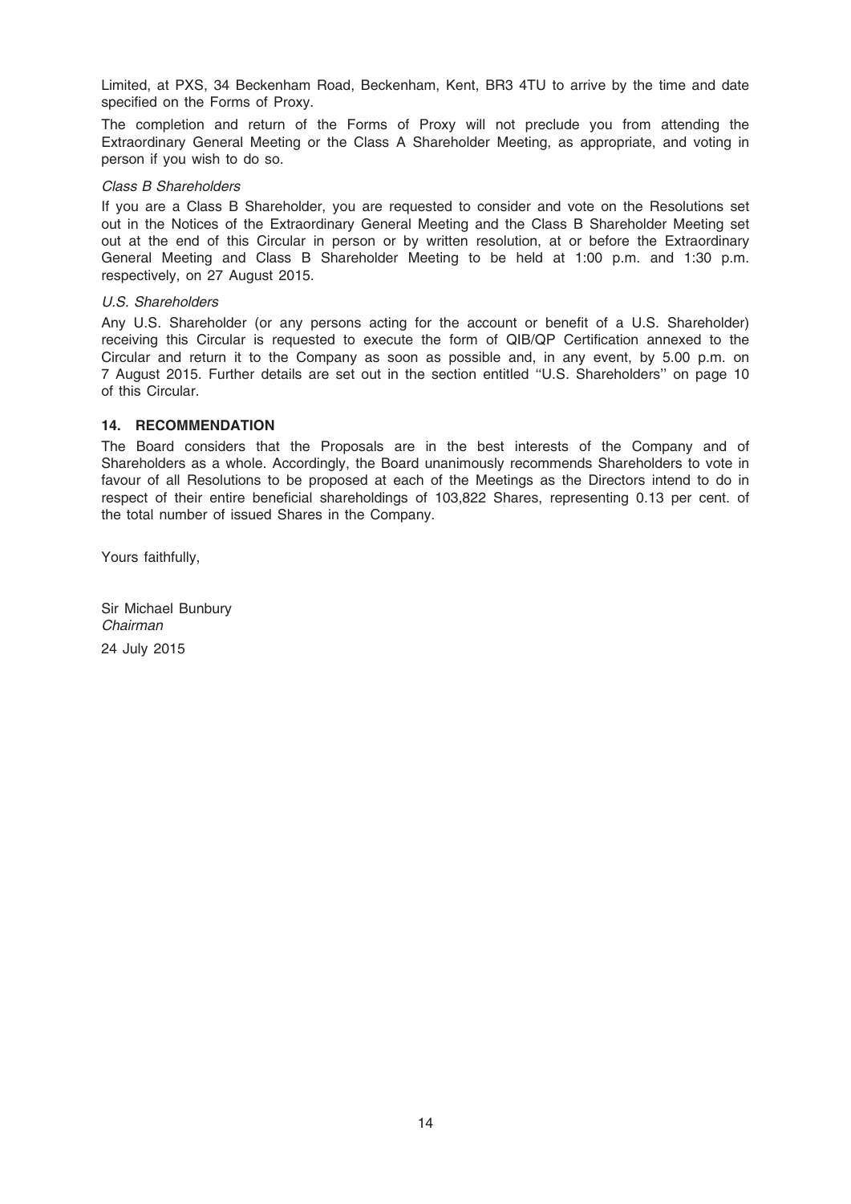Limited, at PXS, 34 Beckenham Road, Beckenham, Kent, BR3 4TU to arrive by the time and date specified on the Forms of Proxy.

The completion and return of the Forms of Proxy will not preclude you from attending the Extraordinary General Meeting or the Class A Shareholder Meeting, as appropriate, and voting in person if you wish to do so.

*Class B Shareholders*

If you are a Class B Shareholder, you are requested to consider and vote on the Resolutions set out in the Notices of the Extraordinary General Meeting and the Class B Shareholder Meeting set out at the end of this Circular in person or by written resolution, at or before the Extraordinary General Meeting and Class B Shareholder Meeting to be held at 1:00 p.m. and 1:30 p.m. respectively, on 27 August 2015.

*U.S. Shareholders*

Any U.S. Shareholder (or any persons acting for the account or benefit of a U.S. Shareholder) receiving this Circular is requested to execute the form of QIB/QP Certification annexed to the Circular and return it to the Company as soon as possible and, in any event, by 5.00 p.m. on 7 August 2015. Further details are set out in the section entitled ''U.S. Shareholders'' on page 10 of this Circular.

**14. RECOMMENDATION**

The Board considers that the Proposals are in the best interests of the Company and of Shareholders as a whole. Accordingly, the Board unanimously recommends Shareholders to vote in favour of all Resolutions to be proposed at each of the Meetings as the Directors intend to do in respect of their entire beneficial shareholdings of 103,822 Shares, representing 0.13 per cent. of the total number of issued Shares in the Company.

Yours faithfully,

Sir Michael Bunbury
*Chairman*

24 July 2015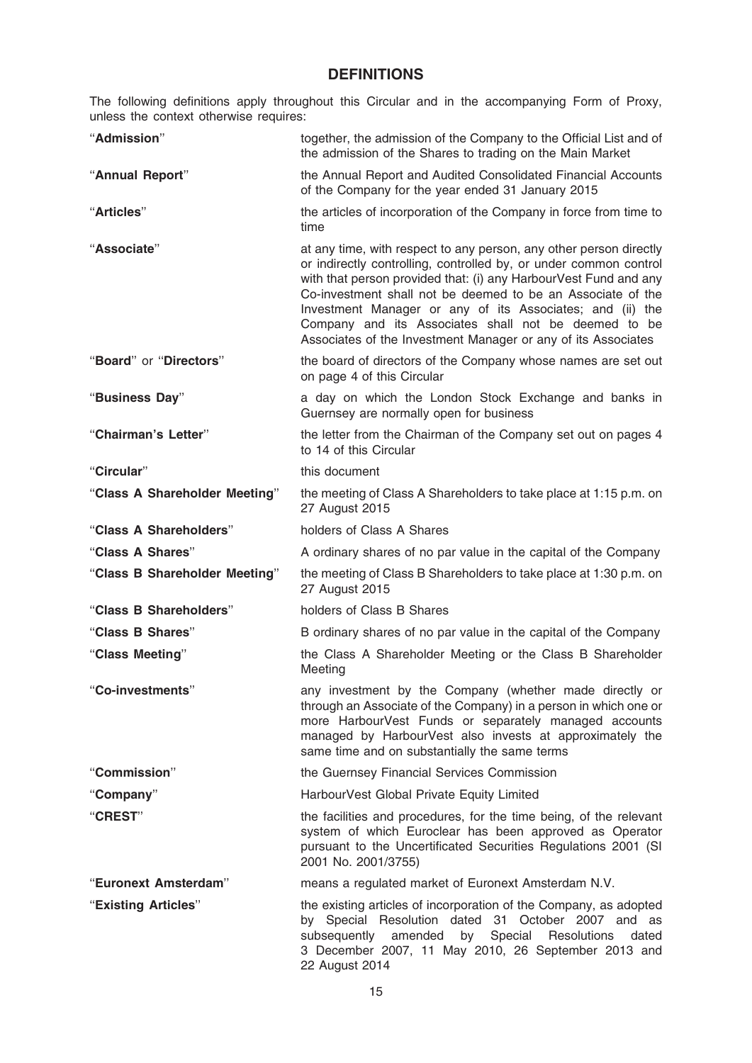# DEFINITIONS

The following definitions apply throughout this Circular and in the accompanying Form of Proxy, unless the context otherwise requires:

| | |
|---|---|
| "**Admission**" | together, the admission of the Company to the Official List and of the admission of the Shares to trading on the Main Market |
| "**Annual Report**" | the Annual Report and Audited Consolidated Financial Accounts of the Company for the year ended 31 January 2015 |
| "**Articles**" | the articles of incorporation of the Company in force from time to time |
| "**Associate**" | at any time, with respect to any person, any other person directly or indirectly controlling, controlled by, or under common control with that person provided that: (i) any HarbourVest Fund and any Co-investment shall not be deemed to be an Associate of the Investment Manager or any of its Associates; and (ii) the Company and its Associates shall not be deemed to be Associates of the Investment Manager or any of its Associates |
| "**Board**" or "**Directors**" | the board of directors of the Company whose names are set out on page 4 of this Circular |
| "**Business Day**" | a day on which the London Stock Exchange and banks in Guernsey are normally open for business |
| "**Chairman's Letter**" | the letter from the Chairman of the Company set out on pages 4 to 14 of this Circular |
| "**Circular**" | this document |
| "**Class A Shareholder Meeting**" | the meeting of Class A Shareholders to take place at 1:15 p.m. on 27 August 2015 |
| "**Class A Shareholders**" | holders of Class A Shares |
| "**Class A Shares**" | A ordinary shares of no par value in the capital of the Company |
| "**Class B Shareholder Meeting**" | the meeting of Class B Shareholders to take place at 1:30 p.m. on 27 August 2015 |
| "**Class B Shareholders**" | holders of Class B Shares |
| "**Class B Shares**" | B ordinary shares of no par value in the capital of the Company |
| "**Class Meeting**" | the Class A Shareholder Meeting or the Class B Shareholder Meeting |
| "**Co-investments**" | any investment by the Company (whether made directly or through an Associate of the Company) in a person in which one or more HarbourVest Funds or separately managed accounts managed by HarbourVest also invests at approximately the same time and on substantially the same terms |
| "**Commission**" | the Guernsey Financial Services Commission |
| "**Company**" | HarbourVest Global Private Equity Limited |
| "**CREST**" | the facilities and procedures, for the time being, of the relevant system of which Euroclear has been approved as Operator pursuant to the Uncertificated Securities Regulations 2001 (SI 2001 No. 2001/3755) |
| "**Euronext Amsterdam**" | means a regulated market of Euronext Amsterdam N.V. |
| "**Existing Articles**" | the existing articles of incorporation of the Company, as adopted by Special Resolution dated 31 October 2007 and as subsequently amended by Special Resolutions dated 3 December 2007, 11 May 2010, 26 September 2013 and 22 August 2014 |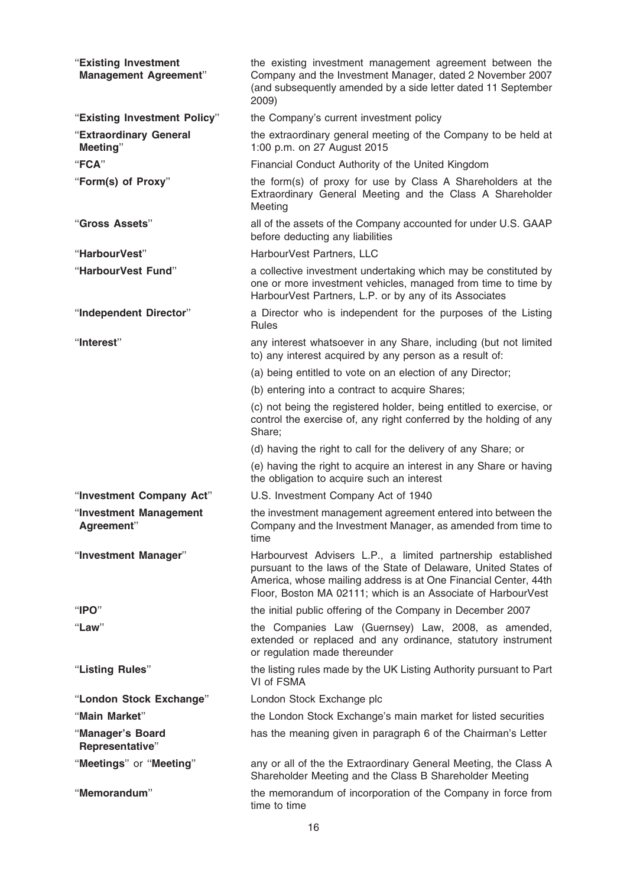| | |
|---|---|
| "**Existing Investment Management Agreement**" | the existing investment management agreement between the Company and the Investment Manager, dated 2 November 2007 (and subsequently amended by a side letter dated 11 September 2009) |
| "**Existing Investment Policy**" | the Company's current investment policy |
| "**Extraordinary General Meeting**" | the extraordinary general meeting of the Company to be held at 1:00 p.m. on 27 August 2015 |
| "**FCA**" | Financial Conduct Authority of the United Kingdom |
| "**Form(s) of Proxy**" | the form(s) of proxy for use by Class A Shareholders at the Extraordinary General Meeting and the Class A Shareholder Meeting |
| "**Gross Assets**" | all of the assets of the Company accounted for under U.S. GAAP before deducting any liabilities |
| "**HarbourVest**" | HarbourVest Partners, LLC |
| "**HarbourVest Fund**" | a collective investment undertaking which may be constituted by one or more investment vehicles, managed from time to time by HarbourVest Partners, L.P. or by any of its Associates |
| "**Independent Director**" | a Director who is independent for the purposes of the Listing Rules |
| "**Interest**" | any interest whatsoever in any Share, including (but not limited to) any interest acquired by any person as a result of:<br>(a) being entitled to vote on an election of any Director;<br>(b) entering into a contract to acquire Shares;<br>(c) not being the registered holder, being entitled to exercise, or control the exercise of, any right conferred by the holding of any Share;<br>(d) having the right to call for the delivery of any Share; or<br>(e) having the right to acquire an interest in any Share or having the obligation to acquire such an interest |
| "**Investment Company Act**" | U.S. Investment Company Act of 1940 |
| "**Investment Management Agreement**" | the investment management agreement entered into between the Company and the Investment Manager, as amended from time to time |
| "**Investment Manager**" | Harbourvest Advisers L.P., a limited partnership established pursuant to the laws of the State of Delaware, United States of America, whose mailing address is at One Financial Center, 44th Floor, Boston MA 02111; which is an Associate of HarbourVest |
| "**IPO**" | the initial public offering of the Company in December 2007 |
| "**Law**" | the Companies Law (Guernsey) Law, 2008, as amended, extended or replaced and any ordinance, statutory instrument or regulation made thereunder |
| "**Listing Rules**" | the listing rules made by the UK Listing Authority pursuant to Part VI of FSMA |
| "**London Stock Exchange**" | London Stock Exchange plc |
| "**Main Market**" | the London Stock Exchange's main market for listed securities |
| "**Manager's Board Representative**" | has the meaning given in paragraph 6 of the Chairman's Letter |
| "**Meetings**" or "**Meeting**" | any or all of the the Extraordinary General Meeting, the Class A Shareholder Meeting and the Class B Shareholder Meeting |
| "**Memorandum**" | the memorandum of incorporation of the Company in force from time to time |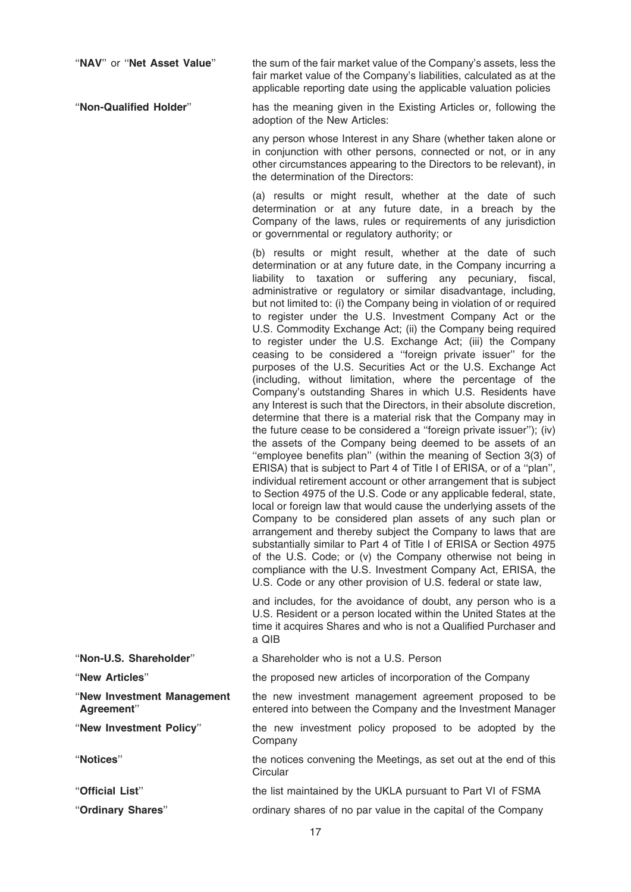| | |
|---|---|
| "**NAV**" or "**Net Asset Value**" | the sum of the fair market value of the Company's assets, less the fair market value of the Company's liabilities, calculated as at the applicable reporting date using the applicable valuation policies |
| "**Non-Qualified Holder**" | has the meaning given in the Existing Articles or, following the adoption of the New Articles:<br><br>any person whose Interest in any Share (whether taken alone or in conjunction with other persons, connected or not, or in any other circumstances appearing to the Directors to be relevant), in the determination of the Directors:<br><br>(a) results or might result, whether at the date of such determination or at any future date, in a breach by the Company of the laws, rules or requirements of any jurisdiction or governmental or regulatory authority; or<br><br>(b) results or might result, whether at the date of such determination or at any future date, in the Company incurring a liability to taxation or suffering any pecuniary, fiscal, administrative or regulatory or similar disadvantage, including, but not limited to: (i) the Company being in violation of or required to register under the U.S. Investment Company Act or the U.S. Commodity Exchange Act; (ii) the Company being required to register under the U.S. Exchange Act; (iii) the Company ceasing to be considered a "foreign private issuer" for the purposes of the U.S. Securities Act or the U.S. Exchange Act (including, without limitation, where the percentage of the Company's outstanding Shares in which U.S. Residents have any Interest is such that the Directors, in their absolute discretion, determine that there is a material risk that the Company may in the future cease to be considered a "foreign private issuer"); (iv) the assets of the Company being deemed to be assets of an "employee benefits plan" (within the meaning of Section 3(3) of ERISA) that is subject to Part 4 of Title I of ERISA, or of a "plan", individual retirement account or other arrangement that is subject to Section 4975 of the U.S. Code or any applicable federal, state, local or foreign law that would cause the underlying assets of the Company to be considered plan assets of any such plan or arrangement and thereby subject the Company to laws that are substantially similar to Part 4 of Title I of ERISA or Section 4975 of the U.S. Code; or (v) the Company otherwise not being in compliance with the U.S. Investment Company Act, ERISA, the U.S. Code or any other provision of U.S. federal or state law,<br><br>and includes, for the avoidance of doubt, any person who is a U.S. Resident or a person located within the United States at the time it acquires Shares and who is not a Qualified Purchaser and a QIB |
| "**Non-U.S. Shareholder**" | a Shareholder who is not a U.S. Person |
| "**New Articles**" | the proposed new articles of incorporation of the Company |
| "**New Investment Management Agreement**" | the new investment management agreement proposed to be entered into between the Company and the Investment Manager |
| "**New Investment Policy**" | the new investment policy proposed to be adopted by the Company |
| "**Notices**" | the notices convening the Meetings, as set out at the end of this Circular |
| "**Official List**" | the list maintained by the UKLA pursuant to Part VI of FSMA |
| "**Ordinary Shares**" | ordinary shares of no par value in the capital of the Company |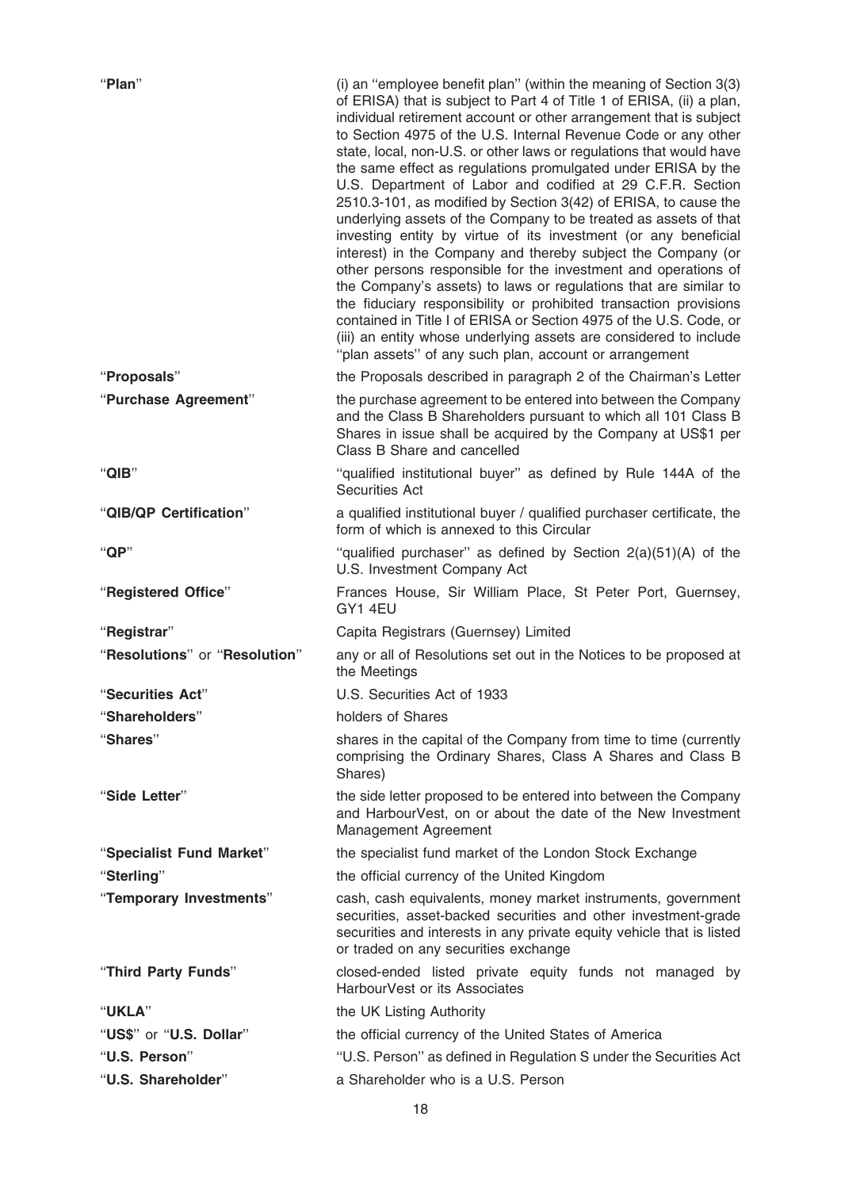| | |
|---|---|
| "**Plan**" | (i) an "employee benefit plan" (within the meaning of Section 3(3) of ERISA) that is subject to Part 4 of Title 1 of ERISA, (ii) a plan, individual retirement account or other arrangement that is subject to Section 4975 of the U.S. Internal Revenue Code or any other state, local, non-U.S. or other laws or regulations that would have the same effect as regulations promulgated under ERISA by the U.S. Department of Labor and codified at 29 C.F.R. Section 2510.3-101, as modified by Section 3(42) of ERISA, to cause the underlying assets of the Company to be treated as assets of that investing entity by virtue of its investment (or any beneficial interest) in the Company and thereby subject the Company (or other persons responsible for the investment and operations of the Company's assets) to laws or regulations that are similar to the fiduciary responsibility or prohibited transaction provisions contained in Title I of ERISA or Section 4975 of the U.S. Code, or (iii) an entity whose underlying assets are considered to include "plan assets" of any such plan, account or arrangement |
| "**Proposals**" | the Proposals described in paragraph 2 of the Chairman's Letter |
| "**Purchase Agreement**" | the purchase agreement to be entered into between the Company and the Class B Shareholders pursuant to which all 101 Class B Shares in issue shall be acquired by the Company at US$1 per Class B Share and cancelled |
| "**QIB**" | "qualified institutional buyer" as defined by Rule 144A of the Securities Act |
| "**QIB/QP Certification**" | a qualified institutional buyer / qualified purchaser certificate, the form of which is annexed to this Circular |
| "**QP**" | "qualified purchaser" as defined by Section 2(a)(51)(A) of the U.S. Investment Company Act |
| "**Registered Office**" | Frances House, Sir William Place, St Peter Port, Guernsey, GY1 4EU |
| "**Registrar**" | Capita Registrars (Guernsey) Limited |
| "**Resolutions**" or "**Resolution**" | any or all of Resolutions set out in the Notices to be proposed at the Meetings |
| "**Securities Act**" | U.S. Securities Act of 1933 |
| "**Shareholders**" | holders of Shares |
| "**Shares**" | shares in the capital of the Company from time to time (currently comprising the Ordinary Shares, Class A Shares and Class B Shares) |
| "**Side Letter**" | the side letter proposed to be entered into between the Company and HarbourVest, on or about the date of the New Investment Management Agreement |
| "**Specialist Fund Market**" | the specialist fund market of the London Stock Exchange |
| "**Sterling**" | the official currency of the United Kingdom |
| "**Temporary Investments**" | cash, cash equivalents, money market instruments, government securities, asset-backed securities and other investment-grade securities and interests in any private equity vehicle that is listed or traded on any securities exchange |
| "**Third Party Funds**" | closed-ended listed private equity funds not managed by HarbourVest or its Associates |
| "**UKLA**" | the UK Listing Authority |
| "**US$**" or "**U.S. Dollar**" | the official currency of the United States of America |
| "**U.S. Person**" | "U.S. Person" as defined in Regulation S under the Securities Act |
| "**U.S. Shareholder**" | a Shareholder who is a U.S. Person |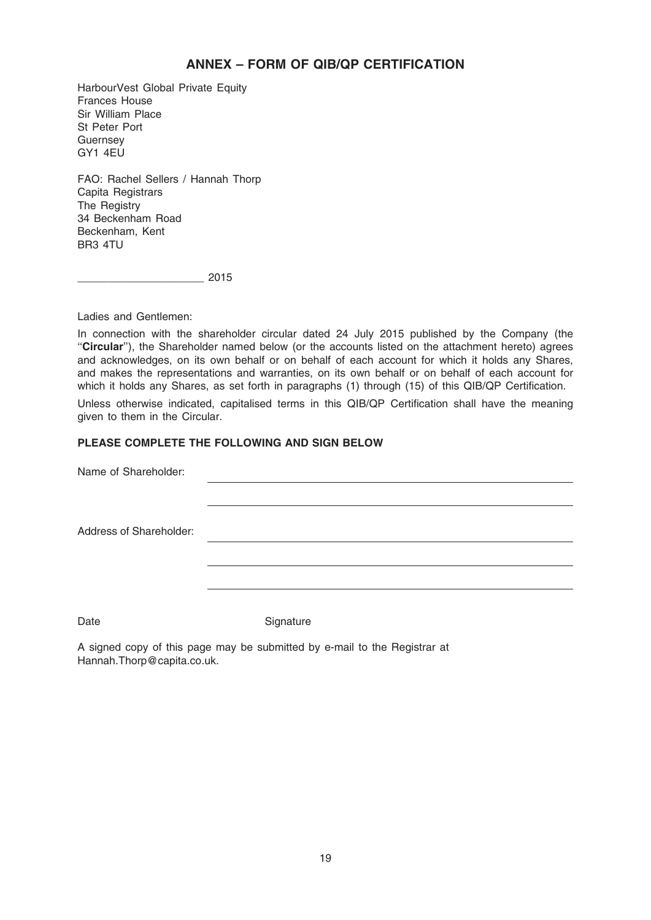## ANNEX – FORM OF QIB/QP CERTIFICATION

HarbourVest Global Private Equity
Frances House
Sir William Place
St Peter Port
Guernsey
GY1 4EU

FAO: Rachel Sellers / Hannah Thorp
Capita Registrars
The Registry
34 Beckenham Road
Beckenham, Kent
BR3 4TU

_____________________ 2015

Ladies and Gentlemen:

In connection with the shareholder circular dated 24 July 2015 published by the Company (the "**Circular**"), the Shareholder named below (or the accounts listed on the attachment hereto) agrees and acknowledges, on its own behalf or on behalf of each account for which it holds any Shares, and makes the representations and warranties, on its own behalf or on behalf of each account for which it holds any Shares, as set forth in paragraphs (1) through (15) of this QIB/QP Certification.

Unless otherwise indicated, capitalised terms in this QIB/QP Certification shall have the meaning given to them in the Circular.

**PLEASE COMPLETE THE FOLLOWING AND SIGN BELOW**

Name of Shareholder: ____________________________________________

____________________________________________

Address of Shareholder: ____________________________________________

____________________________________________

____________________________________________

Date Signature

A signed copy of this page may be submitted by e-mail to the Registrar at Hannah.Thorp@capita.co.uk.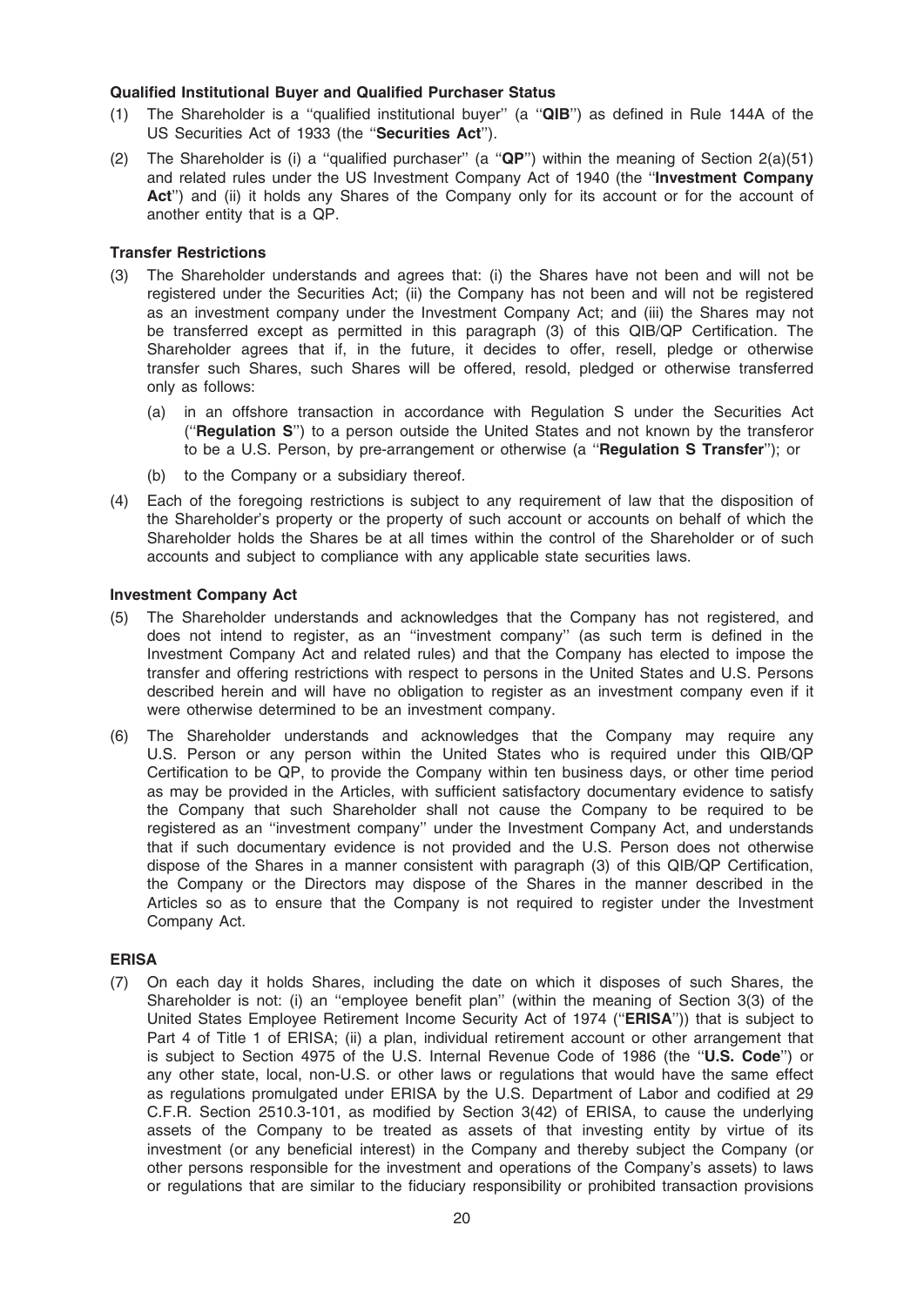**Qualified Institutional Buyer and Qualified Purchaser Status**

(1) The Shareholder is a ''qualified institutional buyer'' (a ''**QIB**'') as defined in Rule 144A of the US Securities Act of 1933 (the ''**Securities Act**'').

(2) The Shareholder is (i) a ''qualified purchaser'' (a ''**QP**'') within the meaning of Section 2(a)(51) and related rules under the US Investment Company Act of 1940 (the ''**Investment Company Act**'') and (ii) it holds any Shares of the Company only for its account or for the account of another entity that is a QP.

**Transfer Restrictions**

(3) The Shareholder understands and agrees that: (i) the Shares have not been and will not be registered under the Securities Act; (ii) the Company has not been and will not be registered as an investment company under the Investment Company Act; and (iii) the Shares may not be transferred except as permitted in this paragraph (3) of this QIB/QP Certification. The Shareholder agrees that if, in the future, it decides to offer, resell, pledge or otherwise transfer such Shares, such Shares will be offered, resold, pledged or otherwise transferred only as follows:

   (a) in an offshore transaction in accordance with Regulation S under the Securities Act (''**Regulation S**'') to a person outside the United States and not known by the transferor to be a U.S. Person, by pre-arrangement or otherwise (a ''**Regulation S Transfer**''); or

   (b) to the Company or a subsidiary thereof.

(4) Each of the foregoing restrictions is subject to any requirement of law that the disposition of the Shareholder's property or the property of such account or accounts on behalf of which the Shareholder holds the Shares be at all times within the control of the Shareholder or of such accounts and subject to compliance with any applicable state securities laws.

**Investment Company Act**

(5) The Shareholder understands and acknowledges that the Company has not registered, and does not intend to register, as an ''investment company'' (as such term is defined in the Investment Company Act and related rules) and that the Company has elected to impose the transfer and offering restrictions with respect to persons in the United States and U.S. Persons described herein and will have no obligation to register as an investment company even if it were otherwise determined to be an investment company.

(6) The Shareholder understands and acknowledges that the Company may require any U.S. Person or any person within the United States who is required under this QIB/QP Certification to be QP, to provide the Company within ten business days, or other time period as may be provided in the Articles, with sufficient satisfactory documentary evidence to satisfy the Company that such Shareholder shall not cause the Company to be required to be registered as an ''investment company'' under the Investment Company Act, and understands that if such documentary evidence is not provided and the U.S. Person does not otherwise dispose of the Shares in a manner consistent with paragraph (3) of this QIB/QP Certification, the Company or the Directors may dispose of the Shares in the manner described in the Articles so as to ensure that the Company is not required to register under the Investment Company Act.

**ERISA**

(7) On each day it holds Shares, including the date on which it disposes of such Shares, the Shareholder is not: (i) an ''employee benefit plan'' (within the meaning of Section 3(3) of the United States Employee Retirement Income Security Act of 1974 (''**ERISA**'')) that is subject to Part 4 of Title 1 of ERISA; (ii) a plan, individual retirement account or other arrangement that is subject to Section 4975 of the U.S. Internal Revenue Code of 1986 (the ''**U.S. Code**'') or any other state, local, non-U.S. or other laws or regulations that would have the same effect as regulations promulgated under ERISA by the U.S. Department of Labor and codified at 29 C.F.R. Section 2510.3-101, as modified by Section 3(42) of ERISA, to cause the underlying assets of the Company to be treated as assets of that investing entity by virtue of its investment (or any beneficial interest) in the Company and thereby subject the Company (or other persons responsible for the investment and operations of the Company's assets) to laws or regulations that are similar to the fiduciary responsibility or prohibited transaction provisions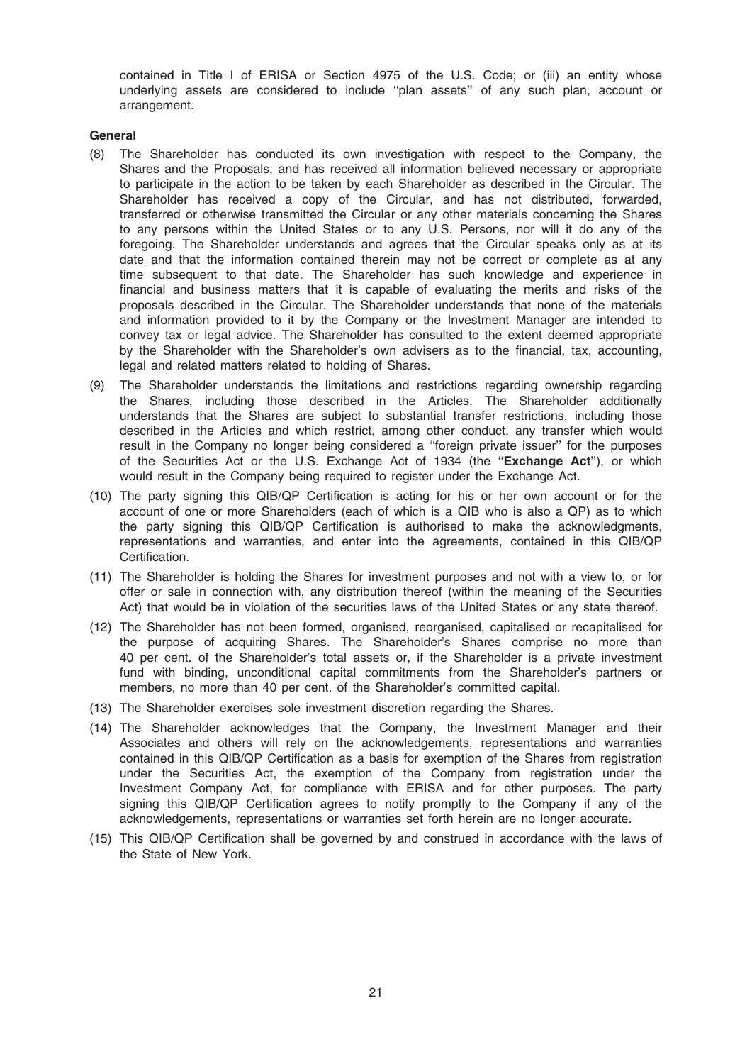contained in Title I of ERISA or Section 4975 of the U.S. Code; or (iii) an entity whose underlying assets are considered to include ''plan assets'' of any such plan, account or arrangement.

**General**

(8) The Shareholder has conducted its own investigation with respect to the Company, the Shares and the Proposals, and has received all information believed necessary or appropriate to participate in the action to be taken by each Shareholder as described in the Circular. The Shareholder has received a copy of the Circular, and has not distributed, forwarded, transferred or otherwise transmitted the Circular or any other materials concerning the Shares to any persons within the United States or to any U.S. Persons, nor will it do any of the foregoing. The Shareholder understands and agrees that the Circular speaks only as at its date and that the information contained therein may not be correct or complete as at any time subsequent to that date. The Shareholder has such knowledge and experience in financial and business matters that it is capable of evaluating the merits and risks of the proposals described in the Circular. The Shareholder understands that none of the materials and information provided to it by the Company or the Investment Manager are intended to convey tax or legal advice. The Shareholder has consulted to the extent deemed appropriate by the Shareholder with the Shareholder's own advisers as to the financial, tax, accounting, legal and related matters related to holding of Shares.

(9) The Shareholder understands the limitations and restrictions regarding ownership regarding the Shares, including those described in the Articles. The Shareholder additionally understands that the Shares are subject to substantial transfer restrictions, including those described in the Articles and which restrict, among other conduct, any transfer which would result in the Company no longer being considered a ''foreign private issuer'' for the purposes of the Securities Act or the U.S. Exchange Act of 1934 (the ''**Exchange Act**''), or which would result in the Company being required to register under the Exchange Act.

(10) The party signing this QIB/QP Certification is acting for his or her own account or for the account of one or more Shareholders (each of which is a QIB who is also a QP) as to which the party signing this QIB/QP Certification is authorised to make the acknowledgments, representations and warranties, and enter into the agreements, contained in this QIB/QP Certification.

(11) The Shareholder is holding the Shares for investment purposes and not with a view to, or for offer or sale in connection with, any distribution thereof (within the meaning of the Securities Act) that would be in violation of the securities laws of the United States or any state thereof.

(12) The Shareholder has not been formed, organised, reorganised, capitalised or recapitalised for the purpose of acquiring Shares. The Shareholder's Shares comprise no more than 40 per cent. of the Shareholder's total assets or, if the Shareholder is a private investment fund with binding, unconditional capital commitments from the Shareholder's partners or members, no more than 40 per cent. of the Shareholder's committed capital.

(13) The Shareholder exercises sole investment discretion regarding the Shares.

(14) The Shareholder acknowledges that the Company, the Investment Manager and their Associates and others will rely on the acknowledgements, representations and warranties contained in this QIB/QP Certification as a basis for exemption of the Shares from registration under the Securities Act, the exemption of the Company from registration under the Investment Company Act, for compliance with ERISA and for other purposes. The party signing this QIB/QP Certification agrees to notify promptly to the Company if any of the acknowledgements, representations or warranties set forth herein are no longer accurate.

(15) This QIB/QP Certification shall be governed by and construed in accordance with the laws of the State of New York.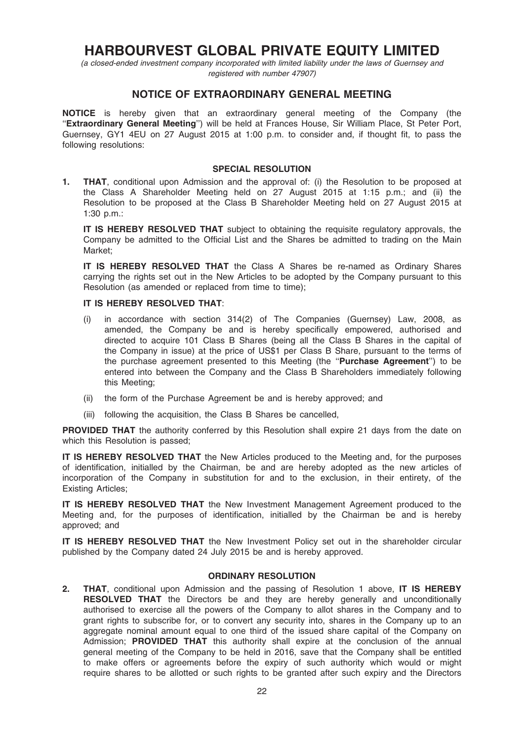# HARBOURVEST GLOBAL PRIVATE EQUITY LIMITED

*(a closed-ended investment company incorporated with limited liability under the laws of Guernsey and registered with number 47907)*

## NOTICE OF EXTRAORDINARY GENERAL MEETING

**NOTICE** is hereby given that an extraordinary general meeting of the Company (the "**Extraordinary General Meeting**") will be held at Frances House, Sir William Place, St Peter Port, Guernsey, GY1 4EU on 27 August 2015 at 1:00 p.m. to consider and, if thought fit, to pass the following resolutions:

### SPECIAL RESOLUTION

**1. THAT**, conditional upon Admission and the approval of: (i) the Resolution to be proposed at the Class A Shareholder Meeting held on 27 August 2015 at 1:15 p.m.; and (ii) the Resolution to be proposed at the Class B Shareholder Meeting held on 27 August 2015 at 1:30 p.m.:

**IT IS HEREBY RESOLVED THAT** subject to obtaining the requisite regulatory approvals, the Company be admitted to the Official List and the Shares be admitted to trading on the Main Market;

**IT IS HEREBY RESOLVED THAT** the Class A Shares be re-named as Ordinary Shares carrying the rights set out in the New Articles to be adopted by the Company pursuant to this Resolution (as amended or replaced from time to time);

**IT IS HEREBY RESOLVED THAT**:

(i) in accordance with section 314(2) of The Companies (Guernsey) Law, 2008, as amended, the Company be and is hereby specifically empowered, authorised and directed to acquire 101 Class B Shares (being all the Class B Shares in the capital of the Company in issue) at the price of US$1 per Class B Share, pursuant to the terms of the purchase agreement presented to this Meeting (the "**Purchase Agreement**") to be entered into between the Company and the Class B Shareholders immediately following this Meeting;

(ii) the form of the Purchase Agreement be and is hereby approved; and

(iii) following the acquisition, the Class B Shares be cancelled,

**PROVIDED THAT** the authority conferred by this Resolution shall expire 21 days from the date on which this Resolution is passed;

**IT IS HEREBY RESOLVED THAT** the New Articles produced to the Meeting and, for the purposes of identification, initialled by the Chairman, be and are hereby adopted as the new articles of incorporation of the Company in substitution for and to the exclusion, in their entirety, of the Existing Articles;

**IT IS HEREBY RESOLVED THAT** the New Investment Management Agreement produced to the Meeting and, for the purposes of identification, initialled by the Chairman be and is hereby approved; and

**IT IS HEREBY RESOLVED THAT** the New Investment Policy set out in the shareholder circular published by the Company dated 24 July 2015 be and is hereby approved.

### ORDINARY RESOLUTION

**2. THAT**, conditional upon Admission and the passing of Resolution 1 above, **IT IS HEREBY RESOLVED THAT** the Directors be and they are hereby generally and unconditionally authorised to exercise all the powers of the Company to allot shares in the Company and to grant rights to subscribe for, or to convert any security into, shares in the Company up to an aggregate nominal amount equal to one third of the issued share capital of the Company on Admission; **PROVIDED THAT** this authority shall expire at the conclusion of the annual general meeting of the Company to be held in 2016, save that the Company shall be entitled to make offers or agreements before the expiry of such authority which would or might require shares to be allotted or such rights to be granted after such expiry and the Directors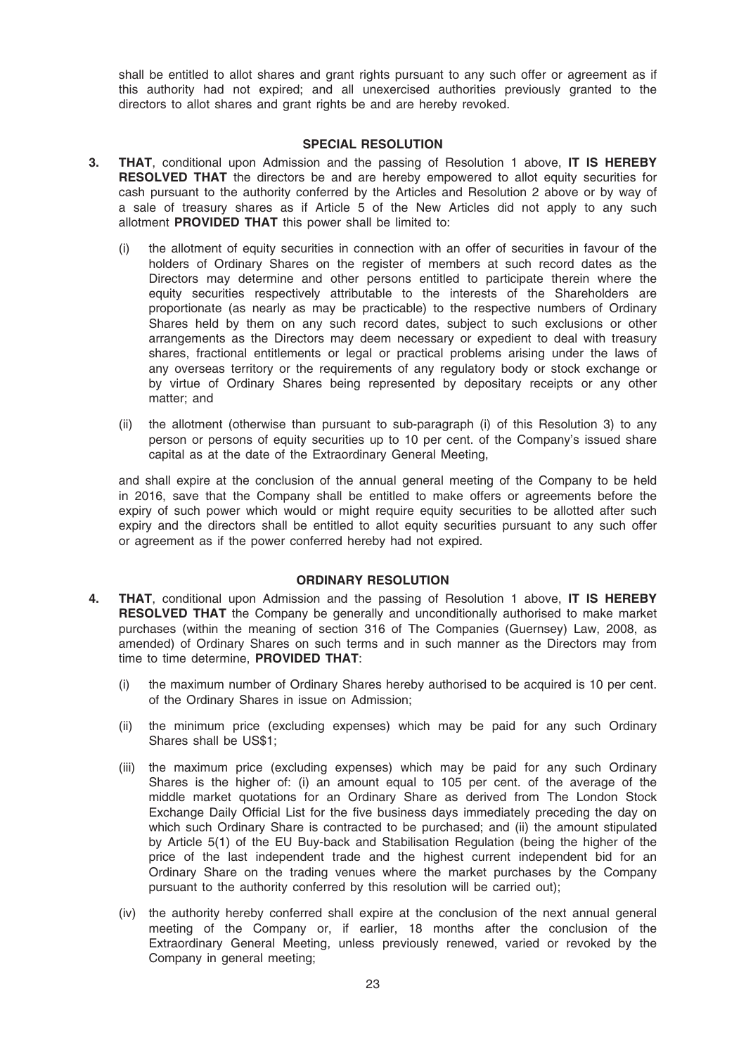shall be entitled to allot shares and grant rights pursuant to any such offer or agreement as if this authority had not expired; and all unexercised authorities previously granted to the directors to allot shares and grant rights be and are hereby revoked.

### SPECIAL RESOLUTION

3. **THAT**, conditional upon Admission and the passing of Resolution 1 above, **IT IS HEREBY RESOLVED THAT** the directors be and are hereby empowered to allot equity securities for cash pursuant to the authority conferred by the Articles and Resolution 2 above or by way of a sale of treasury shares as if Article 5 of the New Articles did not apply to any such allotment **PROVIDED THAT** this power shall be limited to:

   (i) the allotment of equity securities in connection with an offer of securities in favour of the holders of Ordinary Shares on the register of members at such record dates as the Directors may determine and other persons entitled to participate therein where the equity securities respectively attributable to the interests of the Shareholders are proportionate (as nearly as may be practicable) to the respective numbers of Ordinary Shares held by them on any such record dates, subject to such exclusions or other arrangements as the Directors may deem necessary or expedient to deal with treasury shares, fractional entitlements or legal or practical problems arising under the laws of any overseas territory or the requirements of any regulatory body or stock exchange or by virtue of Ordinary Shares being represented by depositary receipts or any other matter; and

   (ii) the allotment (otherwise than pursuant to sub-paragraph (i) of this Resolution 3) to any person or persons of equity securities up to 10 per cent. of the Company's issued share capital as at the date of the Extraordinary General Meeting,

   and shall expire at the conclusion of the annual general meeting of the Company to be held in 2016, save that the Company shall be entitled to make offers or agreements before the expiry of such power which would or might require equity securities to be allotted after such expiry and the directors shall be entitled to allot equity securities pursuant to any such offer or agreement as if the power conferred hereby had not expired.

### ORDINARY RESOLUTION

4. **THAT**, conditional upon Admission and the passing of Resolution 1 above, **IT IS HEREBY RESOLVED THAT** the Company be generally and unconditionally authorised to make market purchases (within the meaning of section 316 of The Companies (Guernsey) Law, 2008, as amended) of Ordinary Shares on such terms and in such manner as the Directors may from time to time determine, **PROVIDED THAT**:

   (i) the maximum number of Ordinary Shares hereby authorised to be acquired is 10 per cent. of the Ordinary Shares in issue on Admission;

   (ii) the minimum price (excluding expenses) which may be paid for any such Ordinary Shares shall be US$1;

   (iii) the maximum price (excluding expenses) which may be paid for any such Ordinary Shares is the higher of: (i) an amount equal to 105 per cent. of the average of the middle market quotations for an Ordinary Share as derived from The London Stock Exchange Daily Official List for the five business days immediately preceding the day on which such Ordinary Share is contracted to be purchased; and (ii) the amount stipulated by Article 5(1) of the EU Buy-back and Stabilisation Regulation (being the higher of the price of the last independent trade and the highest current independent bid for an Ordinary Share on the trading venues where the market purchases by the Company pursuant to the authority conferred by this resolution will be carried out);

   (iv) the authority hereby conferred shall expire at the conclusion of the next annual general meeting of the Company or, if earlier, 18 months after the conclusion of the Extraordinary General Meeting, unless previously renewed, varied or revoked by the Company in general meeting;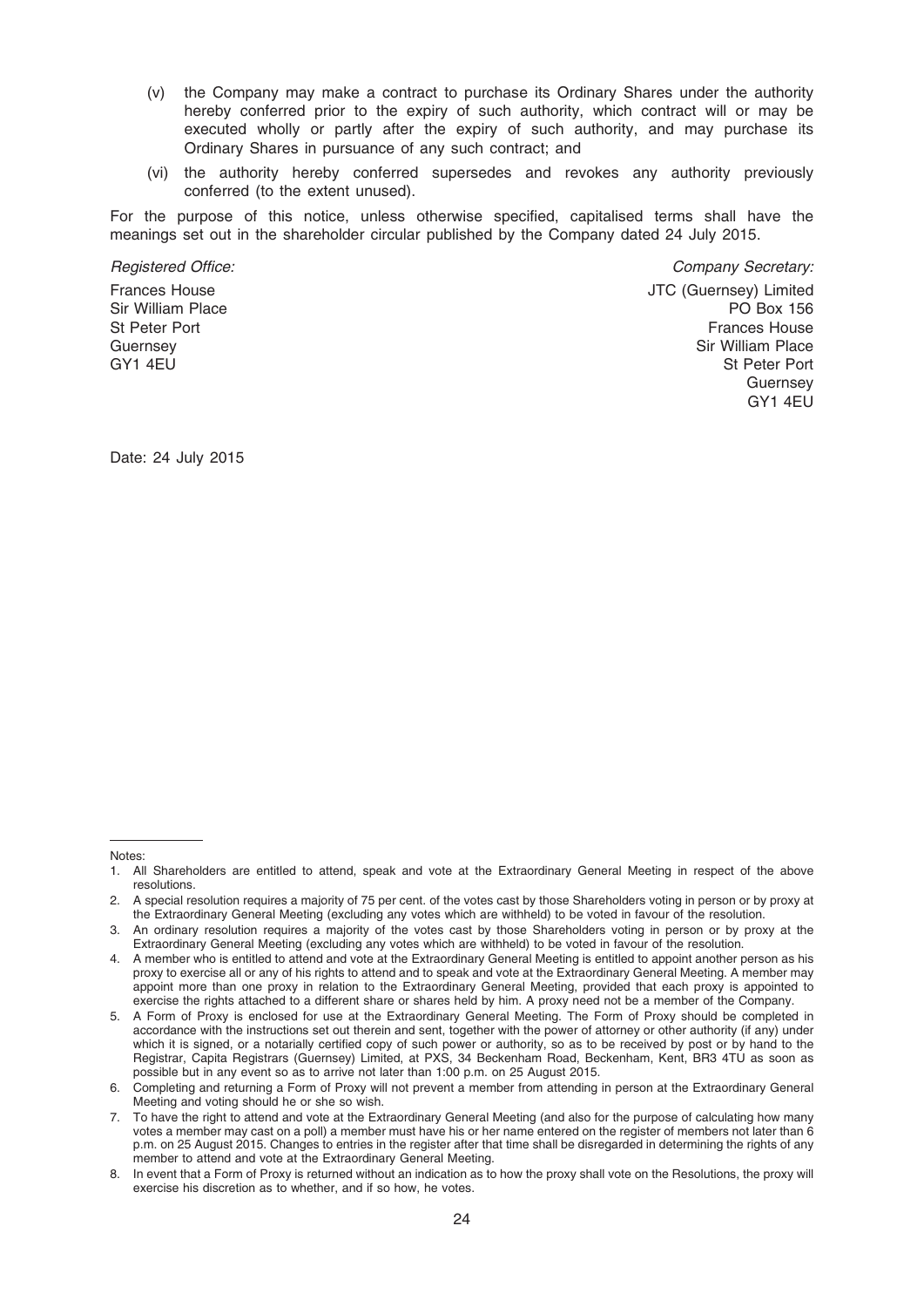(v) the Company may make a contract to purchase its Ordinary Shares under the authority hereby conferred prior to the expiry of such authority, which contract will or may be executed wholly or partly after the expiry of such authority, and may purchase its Ordinary Shares in pursuance of any such contract; and

(vi) the authority hereby conferred supersedes and revokes any authority previously conferred (to the extent unused).

For the purpose of this notice, unless otherwise specified, capitalised terms shall have the meanings set out in the shareholder circular published by the Company dated 24 July 2015.

*Registered Office:*

Frances House
Sir William Place
St Peter Port
Guernsey
GY1 4EU

*Company Secretary:*

JTC (Guernsey) Limited
PO Box 156
Frances House
Sir William Place
St Peter Port
Guernsey
GY1 4EU

Date: 24 July 2015

Notes:

1. All Shareholders are entitled to attend, speak and vote at the Extraordinary General Meeting in respect of the above resolutions.
2. A special resolution requires a majority of 75 per cent. of the votes cast by those Shareholders voting in person or by proxy at the Extraordinary General Meeting (excluding any votes which are withheld) to be voted in favour of the resolution.
3. An ordinary resolution requires a majority of the votes cast by those Shareholders voting in person or by proxy at the Extraordinary General Meeting (excluding any votes which are withheld) to be voted in favour of the resolution.
4. A member who is entitled to attend and vote at the Extraordinary General Meeting is entitled to appoint another person as his proxy to exercise all or any of his rights to attend and to speak and vote at the Extraordinary General Meeting. A member may appoint more than one proxy in relation to the Extraordinary General Meeting, provided that each proxy is appointed to exercise the rights attached to a different share or shares held by him. A proxy need not be a member of the Company.
5. A Form of Proxy is enclosed for use at the Extraordinary General Meeting. The Form of Proxy should be completed in accordance with the instructions set out therein and sent, together with the power of attorney or other authority (if any) under which it is signed, or a notarially certified copy of such power or authority, so as to be received by post or by hand to the Registrar, Capita Registrars (Guernsey) Limited, at PXS, 34 Beckenham Road, Beckenham, Kent, BR3 4TU as soon as possible but in any event so as to arrive not later than 1:00 p.m. on 25 August 2015.
6. Completing and returning a Form of Proxy will not prevent a member from attending in person at the Extraordinary General Meeting and voting should he or she so wish.
7. To have the right to attend and vote at the Extraordinary General Meeting (and also for the purpose of calculating how many votes a member may cast on a poll) a member must have his or her name entered on the register of members not later than 6 p.m. on 25 August 2015. Changes to entries in the register after that time shall be disregarded in determining the rights of any member to attend and vote at the Extraordinary General Meeting.
8. In event that a Form of Proxy is returned without an indication as to how the proxy shall vote on the Resolutions, the proxy will exercise his discretion as to whether, and if so how, he votes.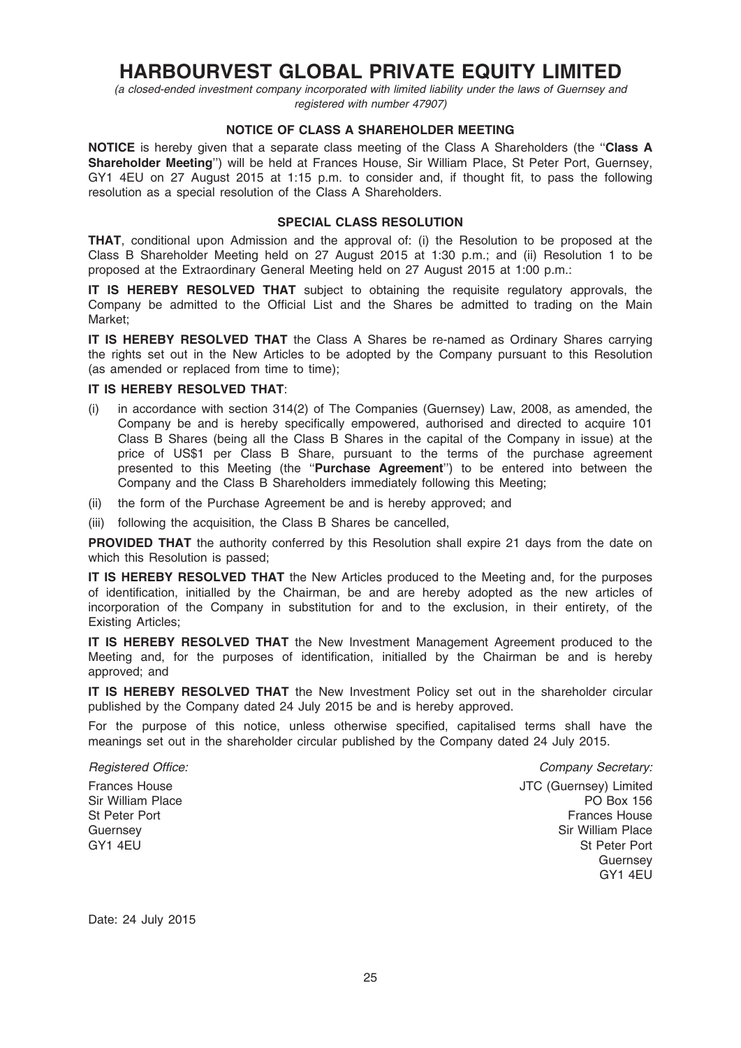# HARBOURVEST GLOBAL PRIVATE EQUITY LIMITED

*(a closed-ended investment company incorporated with limited liability under the laws of Guernsey and registered with number 47907)*

### NOTICE OF CLASS A SHAREHOLDER MEETING

**NOTICE** is hereby given that a separate class meeting of the Class A Shareholders (the "**Class A Shareholder Meeting**") will be held at Frances House, Sir William Place, St Peter Port, Guernsey, GY1 4EU on 27 August 2015 at 1:15 p.m. to consider and, if thought fit, to pass the following resolution as a special resolution of the Class A Shareholders.

### SPECIAL CLASS RESOLUTION

**THAT**, conditional upon Admission and the approval of: (i) the Resolution to be proposed at the Class B Shareholder Meeting held on 27 August 2015 at 1:30 p.m.; and (ii) Resolution 1 to be proposed at the Extraordinary General Meeting held on 27 August 2015 at 1:00 p.m.:

**IT IS HEREBY RESOLVED THAT** subject to obtaining the requisite regulatory approvals, the Company be admitted to the Official List and the Shares be admitted to trading on the Main Market;

**IT IS HEREBY RESOLVED THAT** the Class A Shares be re-named as Ordinary Shares carrying the rights set out in the New Articles to be adopted by the Company pursuant to this Resolution (as amended or replaced from time to time);

**IT IS HEREBY RESOLVED THAT**:

(i) in accordance with section 314(2) of The Companies (Guernsey) Law, 2008, as amended, the Company be and is hereby specifically empowered, authorised and directed to acquire 101 Class B Shares (being all the Class B Shares in the capital of the Company in issue) at the price of US$1 per Class B Share, pursuant to the terms of the purchase agreement presented to this Meeting (the "**Purchase Agreement**") to be entered into between the Company and the Class B Shareholders immediately following this Meeting;

(ii) the form of the Purchase Agreement be and is hereby approved; and

(iii) following the acquisition, the Class B Shares be cancelled,

**PROVIDED THAT** the authority conferred by this Resolution shall expire 21 days from the date on which this Resolution is passed;

**IT IS HEREBY RESOLVED THAT** the New Articles produced to the Meeting and, for the purposes of identification, initialled by the Chairman, be and are hereby adopted as the new articles of incorporation of the Company in substitution for and to the exclusion, in their entirety, of the Existing Articles;

**IT IS HEREBY RESOLVED THAT** the New Investment Management Agreement produced to the Meeting and, for the purposes of identification, initialled by the Chairman be and is hereby approved; and

**IT IS HEREBY RESOLVED THAT** the New Investment Policy set out in the shareholder circular published by the Company dated 24 July 2015 be and is hereby approved.

For the purpose of this notice, unless otherwise specified, capitalised terms shall have the meanings set out in the shareholder circular published by the Company dated 24 July 2015.

*Registered Office:*
Frances House
Sir William Place
St Peter Port
Guernsey
GY1 4EU

*Company Secretary:*
JTC (Guernsey) Limited
PO Box 156
Frances House
Sir William Place
St Peter Port
Guernsey
GY1 4EU

Date: 24 July 2015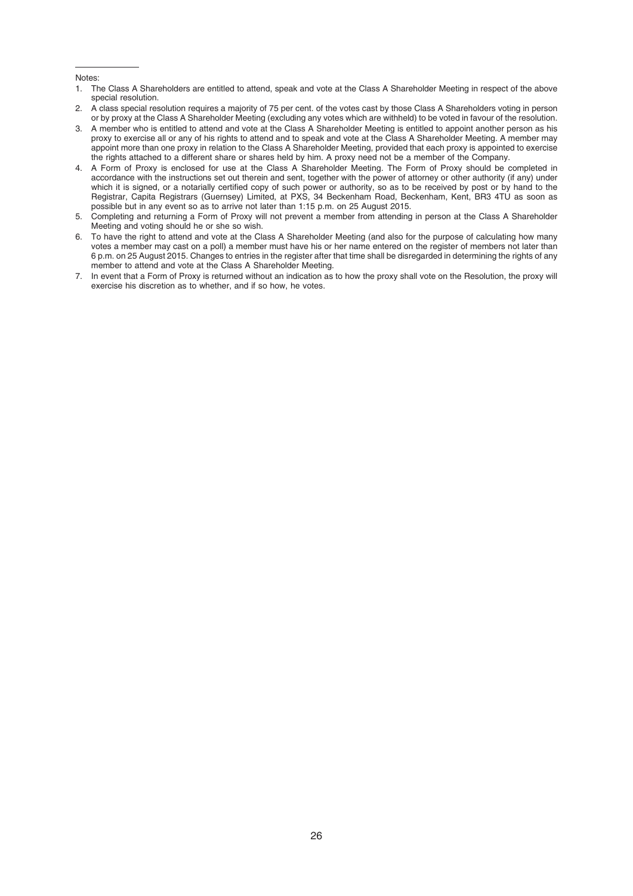Notes:

1. The Class A Shareholders are entitled to attend, speak and vote at the Class A Shareholder Meeting in respect of the above special resolution.
2. A class special resolution requires a majority of 75 per cent. of the votes cast by those Class A Shareholders voting in person or by proxy at the Class A Shareholder Meeting (excluding any votes which are withheld) to be voted in favour of the resolution.
3. A member who is entitled to attend and vote at the Class A Shareholder Meeting is entitled to appoint another person as his proxy to exercise all or any of his rights to attend and to speak and vote at the Class A Shareholder Meeting. A member may appoint more than one proxy in relation to the Class A Shareholder Meeting, provided that each proxy is appointed to exercise the rights attached to a different share or shares held by him. A proxy need not be a member of the Company.
4. A Form of Proxy is enclosed for use at the Class A Shareholder Meeting. The Form of Proxy should be completed in accordance with the instructions set out therein and sent, together with the power of attorney or other authority (if any) under which it is signed, or a notarially certified copy of such power or authority, so as to be received by post or by hand to the Registrar, Capita Registrars (Guernsey) Limited, at PXS, 34 Beckenham Road, Beckenham, Kent, BR3 4TU as soon as possible but in any event so as to arrive not later than 1:15 p.m. on 25 August 2015.
5. Completing and returning a Form of Proxy will not prevent a member from attending in person at the Class A Shareholder Meeting and voting should he or she so wish.
6. To have the right to attend and vote at the Class A Shareholder Meeting (and also for the purpose of calculating how many votes a member may cast on a poll) a member must have his or her name entered on the register of members not later than 6 p.m. on 25 August 2015. Changes to entries in the register after that time shall be disregarded in determining the rights of any member to attend and vote at the Class A Shareholder Meeting.
7. In event that a Form of Proxy is returned without an indication as to how the proxy shall vote on the Resolution, the proxy will exercise his discretion as to whether, and if so how, he votes.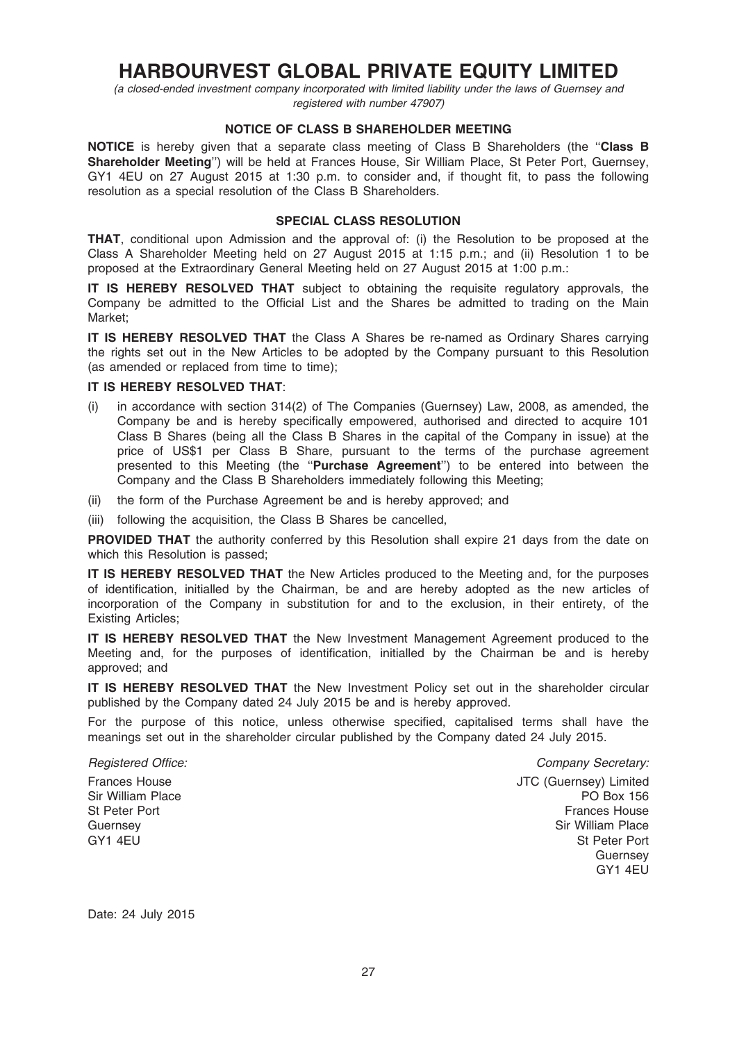# HARBOURVEST GLOBAL PRIVATE EQUITY LIMITED

*(a closed-ended investment company incorporated with limited liability under the laws of Guernsey and registered with number 47907)*

## NOTICE OF CLASS B SHAREHOLDER MEETING

**NOTICE** is hereby given that a separate class meeting of Class B Shareholders (the "**Class B Shareholder Meeting**") will be held at Frances House, Sir William Place, St Peter Port, Guernsey, GY1 4EU on 27 August 2015 at 1:30 p.m. to consider and, if thought fit, to pass the following resolution as a special resolution of the Class B Shareholders.

## SPECIAL CLASS RESOLUTION

**THAT**, conditional upon Admission and the approval of: (i) the Resolution to be proposed at the Class A Shareholder Meeting held on 27 August 2015 at 1:15 p.m.; and (ii) Resolution 1 to be proposed at the Extraordinary General Meeting held on 27 August 2015 at 1:00 p.m.:

**IT IS HEREBY RESOLVED THAT** subject to obtaining the requisite regulatory approvals, the Company be admitted to the Official List and the Shares be admitted to trading on the Main Market;

**IT IS HEREBY RESOLVED THAT** the Class A Shares be re-named as Ordinary Shares carrying the rights set out in the New Articles to be adopted by the Company pursuant to this Resolution (as amended or replaced from time to time);

**IT IS HEREBY RESOLVED THAT**:

(i) in accordance with section 314(2) of The Companies (Guernsey) Law, 2008, as amended, the Company be and is hereby specifically empowered, authorised and directed to acquire 101 Class B Shares (being all the Class B Shares in the capital of the Company in issue) at the price of US$1 per Class B Share, pursuant to the terms of the purchase agreement presented to this Meeting (the "**Purchase Agreement**") to be entered into between the Company and the Class B Shareholders immediately following this Meeting;

(ii) the form of the Purchase Agreement be and is hereby approved; and

(iii) following the acquisition, the Class B Shares be cancelled,

**PROVIDED THAT** the authority conferred by this Resolution shall expire 21 days from the date on which this Resolution is passed;

**IT IS HEREBY RESOLVED THAT** the New Articles produced to the Meeting and, for the purposes of identification, initialled by the Chairman, be and are hereby adopted as the new articles of incorporation of the Company in substitution for and to the exclusion, in their entirety, of the Existing Articles;

**IT IS HEREBY RESOLVED THAT** the New Investment Management Agreement produced to the Meeting and, for the purposes of identification, initialled by the Chairman be and is hereby approved; and

**IT IS HEREBY RESOLVED THAT** the New Investment Policy set out in the shareholder circular published by the Company dated 24 July 2015 be and is hereby approved.

For the purpose of this notice, unless otherwise specified, capitalised terms shall have the meanings set out in the shareholder circular published by the Company dated 24 July 2015.

*Registered Office:*
Frances House
Sir William Place
St Peter Port
Guernsey
GY1 4EU

*Company Secretary:*
JTC (Guernsey) Limited
PO Box 156
Frances House
Sir William Place
St Peter Port
Guernsey
GY1 4EU

Date: 24 July 2015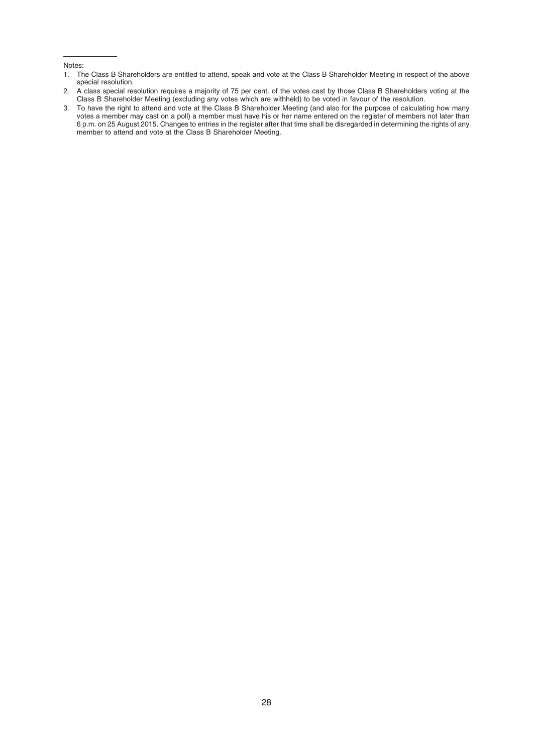Notes:

1. The Class B Shareholders are entitled to attend, speak and vote at the Class B Shareholder Meeting in respect of the above special resolution.
2. A class special resolution requires a majority of 75 per cent. of the votes cast by those Class B Shareholders voting at the Class B Shareholder Meeting (excluding any votes which are withheld) to be voted in favour of the resolution.
3. To have the right to attend and vote at the Class B Shareholder Meeting (and also for the purpose of calculating how many votes a member may cast on a poll) a member must have his or her name entered on the register of members not later than 6 p.m. on 25 August 2015. Changes to entries in the register after that time shall be disregarded in determining the rights of any member to attend and vote at the Class B Shareholder Meeting.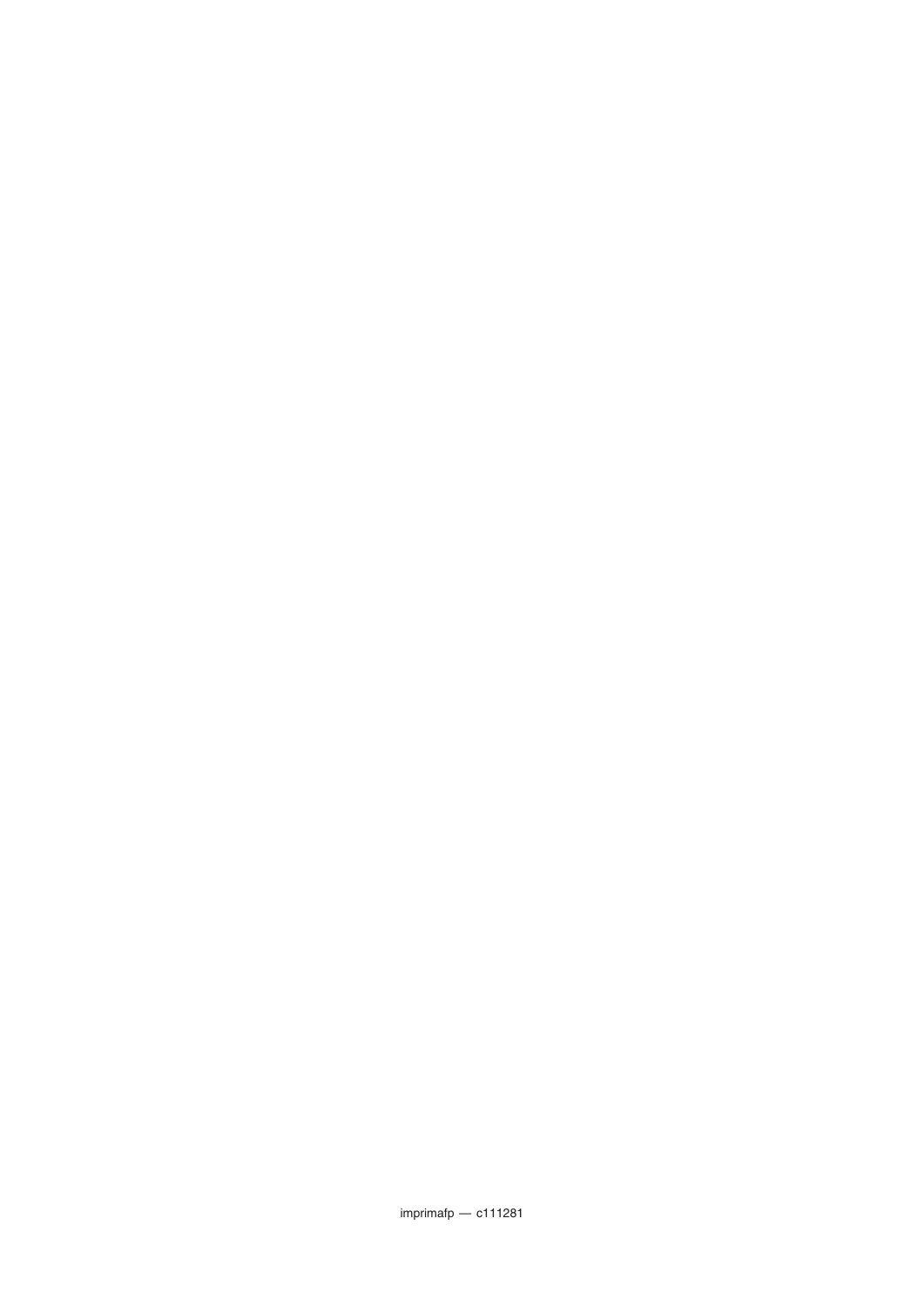imprimafp — c111281